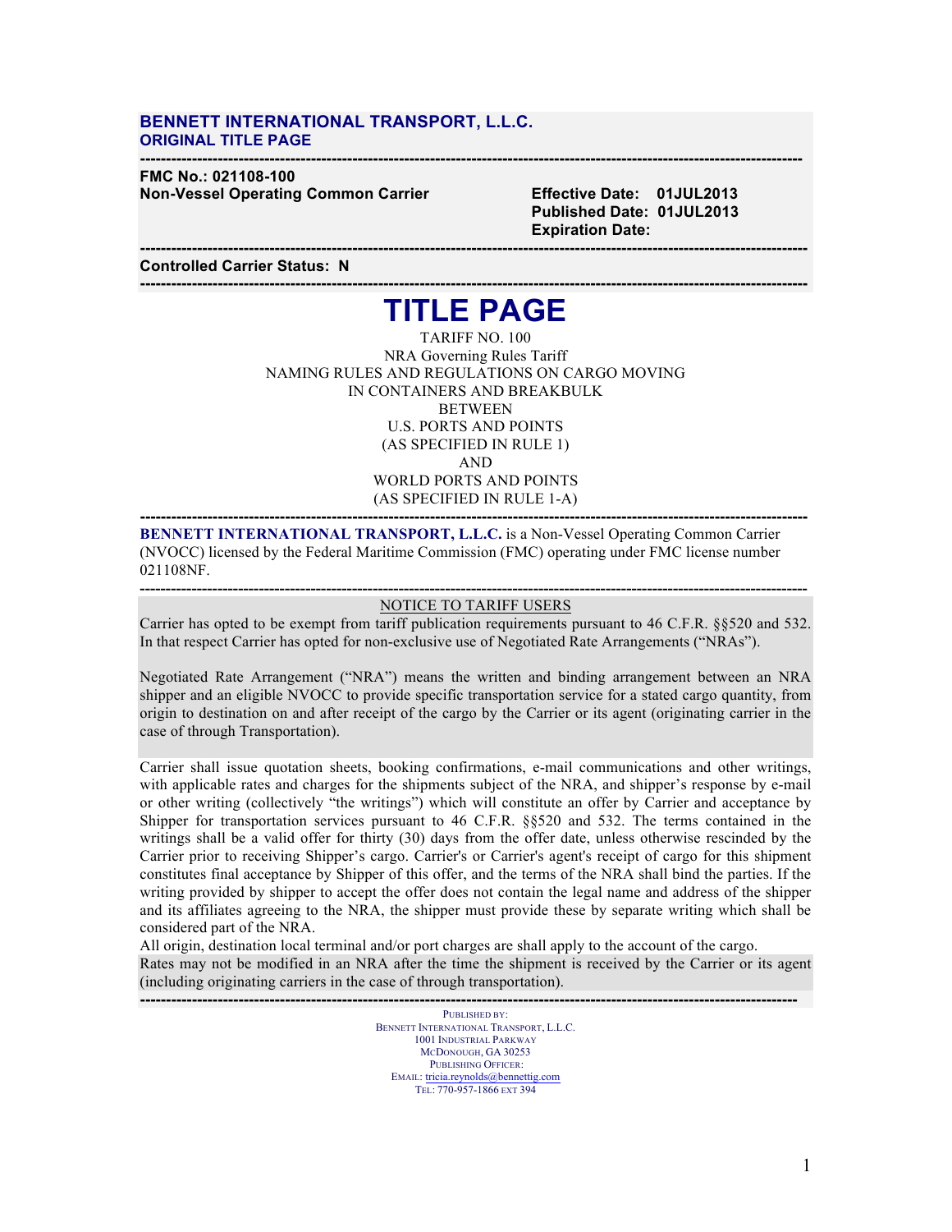**BENNETT INTERNATIONAL TRANSPORT, L.L.C.**
**ORIGINAL TITLE PAGE**

---

**FMC No.: 021108-100**
**Non-Vessel Operating Common Carrier**

**Effective Date: 01JUL2013**
**Published Date: 01JUL2013**
**Expiration Date:**

---

**Controlled Carrier Status: N**

---

# TITLE PAGE

TARIFF NO. 100
NRA Governing Rules Tariff
NAMING RULES AND REGULATIONS ON CARGO MOVING
IN CONTAINERS AND BREAKBULK
BETWEEN
U.S. PORTS AND POINTS
(AS SPECIFIED IN RULE 1)
AND
WORLD PORTS AND POINTS
(AS SPECIFIED IN RULE 1-A)

---

**BENNETT INTERNATIONAL TRANSPORT, L.L.C.** is a Non-Vessel Operating Common Carrier (NVOCC) licensed by the Federal Maritime Commission (FMC) operating under FMC license number 021108NF.

---

NOTICE TO TARIFF USERS

Carrier has opted to be exempt from tariff publication requirements pursuant to 46 C.F.R. §§520 and 532. In that respect Carrier has opted for non-exclusive use of Negotiated Rate Arrangements ("NRAs").

Negotiated Rate Arrangement ("NRA") means the written and binding arrangement between an NRA shipper and an eligible NVOCC to provide specific transportation service for a stated cargo quantity, from origin to destination on and after receipt of the cargo by the Carrier or its agent (originating carrier in the case of through Transportation).

Carrier shall issue quotation sheets, booking confirmations, e-mail communications and other writings, with applicable rates and charges for the shipments subject of the NRA, and shipper's response by e-mail or other writing (collectively "the writings") which will constitute an offer by Carrier and acceptance by Shipper for transportation services pursuant to 46 C.F.R. §§520 and 532. The terms contained in the writings shall be a valid offer for thirty (30) days from the offer date, unless otherwise rescinded by the Carrier prior to receiving Shipper's cargo. Carrier's or Carrier's agent's receipt of cargo for this shipment constitutes final acceptance by Shipper of this offer, and the terms of the NRA shall bind the parties. If the writing provided by shipper to accept the offer does not contain the legal name and address of the shipper and its affiliates agreeing to the NRA, the shipper must provide these by separate writing which shall be considered part of the NRA.
All origin, destination local terminal and/or port charges are shall apply to the account of the cargo.
Rates may not be modified in an NRA after the time the shipment is received by the Carrier or its agent (including originating carriers in the case of through transportation).

---

PUBLISHED BY:
BENNETT INTERNATIONAL TRANSPORT, L.L.C.
1001 INDUSTRIAL PARKWAY
MCDONOUGH, GA 30253
PUBLISHING OFFICER:
EMAIL: tricia.reynolds@bennettig.com
TEL: 770-957-1866 EXT 394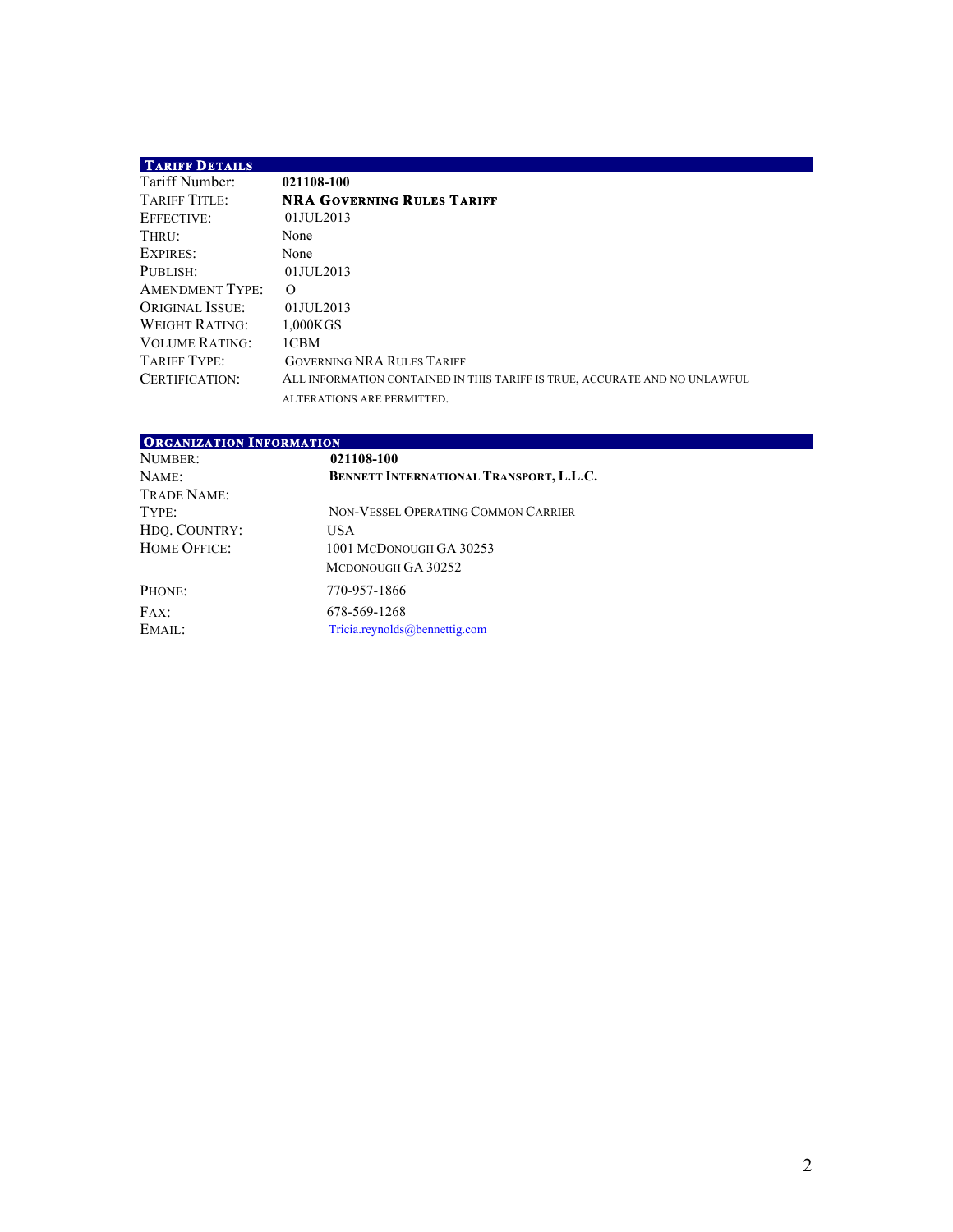## Tariff Details

| | |
|---|---|
| Tariff Number: | **021108-100** |
| Tariff Title: | **NRA Governing Rules Tariff** |
| Effective: | 01JUL2013 |
| Thru: | None |
| Expires: | None |
| Publish: | 01JUL2013 |
| Amendment Type: | O |
| Original Issue: | 01JUL2013 |
| Weight Rating: | 1,000KGS |
| Volume Rating: | 1CBM |
| Tariff Type: | Governing NRA Rules Tariff |
| Certification: | All information contained in this tariff is true, accurate and no unlawful alterations are permitted. |

## Organization Information

| | |
|---|---|
| Number: | **021108-100** |
| Name: | **Bennett International Transport, L.L.C.** |
| Trade Name: | |
| Type: | Non-Vessel Operating Common Carrier |
| Hdq. Country: | USA |
| Home Office: | 1001 McDonough GA 30253<br>McDonough GA 30252 |
| Phone: | 770-957-1866 |
| Fax: | 678-569-1268 |
| Email: | Tricia.reynolds@bennettig.com |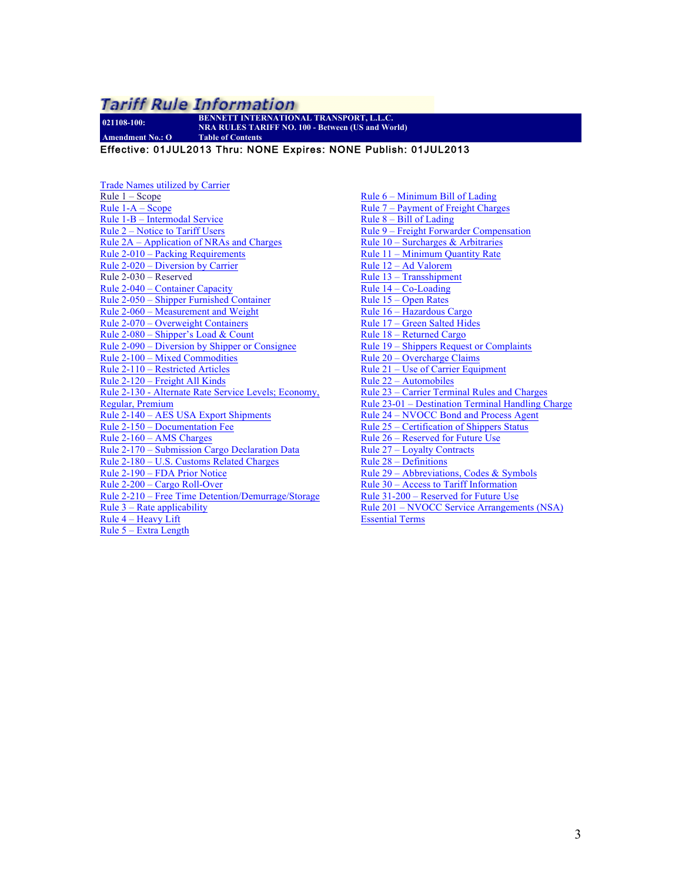# Tariff Rule Information

**021108-100:** BENNETT INTERNATIONAL TRANSPORT, L.L.C.
NRA RULES TARIFF NO. 100 - Between (US and World)
**Amendment No.: O** Table of Contents

**Effective: 01JUL2013 Thru: NONE Expires: NONE Publish: 01JUL2013**

Trade Names utilized by Carrier
Rule 1 – Scope
Rule 1-A – Scope
Rule 1-B – Intermodal Service
Rule 2 – Notice to Tariff Users
Rule 2A – Application of NRAs and Charges
Rule 2-010 – Packing Requirements
Rule 2-020 – Diversion by Carrier
Rule 2-030 – Reserved
Rule 2-040 – Container Capacity
Rule 2-050 – Shipper Furnished Container
Rule 2-060 – Measurement and Weight
Rule 2-070 – Overweight Containers
Rule 2-080 – Shipper's Load & Count
Rule 2-090 – Diversion by Shipper or Consignee
Rule 2-100 – Mixed Commodities
Rule 2-110 – Restricted Articles
Rule 2-120 – Freight All Kinds
Rule 2-130 - Alternate Rate Service Levels; Economy, Regular, Premium
Rule 2-140 – AES USA Export Shipments
Rule 2-150 – Documentation Fee
Rule 2-160 – AMS Charges
Rule 2-170 – Submission Cargo Declaration Data
Rule 2-180 – U.S. Customs Related Charges
Rule 2-190 – FDA Prior Notice
Rule 2-200 – Cargo Roll-Over
Rule 2-210 – Free Time Detention/Demurrage/Storage
Rule 3 – Rate applicability
Rule 4 – Heavy Lift
Rule 5 – Extra Length
Rule 6 – Minimum Bill of Lading
Rule 7 – Payment of Freight Charges
Rule 8 – Bill of Lading
Rule 9 – Freight Forwarder Compensation
Rule 10 – Surcharges & Arbitraries
Rule 11 – Minimum Quantity Rate
Rule 12 – Ad Valorem
Rule 13 – Transshipment
Rule 14 – Co-Loading
Rule 15 – Open Rates
Rule 16 – Hazardous Cargo
Rule 17 – Green Salted Hides
Rule 18 – Returned Cargo
Rule 19 – Shippers Request or Complaints
Rule 20 – Overcharge Claims
Rule 21 – Use of Carrier Equipment
Rule 22 – Automobiles
Rule 23 – Carrier Terminal Rules and Charges
Rule 23-01 – Destination Terminal Handling Charge
Rule 24 – NVOCC Bond and Process Agent
Rule 25 – Certification of Shippers Status
Rule 26 – Reserved for Future Use
Rule 27 – Loyalty Contracts
Rule 28 – Definitions
Rule 29 – Abbreviations, Codes & Symbols
Rule 30 – Access to Tariff Information
Rule 31-200 – Reserved for Future Use
Rule 201 – NVOCC Service Arrangements (NSA)
Essential Terms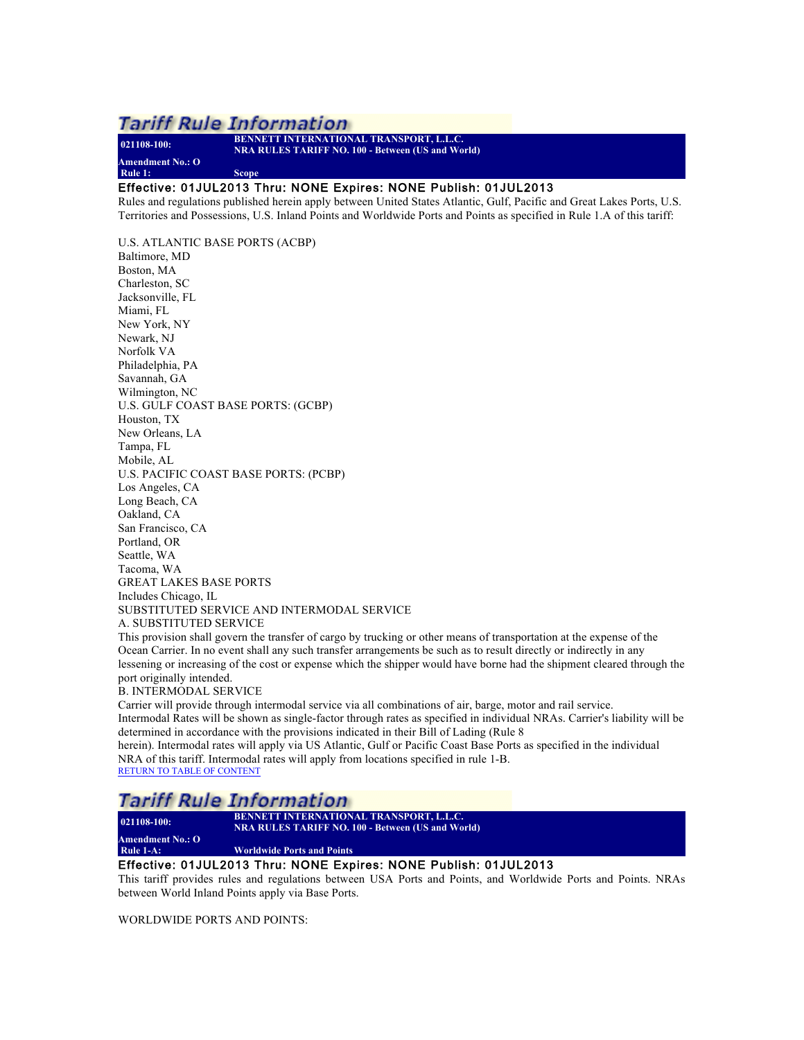## Tariff Rule Information

**021108-100:** **BENNETT INTERNATIONAL TRANSPORT, L.L.C.**
**NRA RULES TARIFF NO. 100 - Between (US and World)**
**Amendment No.: O**
**Rule 1:** **Scope**

**Effective: 01JUL2013 Thru: NONE Expires: NONE Publish: 01JUL2013**

Rules and regulations published herein apply between United States Atlantic, Gulf, Pacific and Great Lakes Ports, U.S. Territories and Possessions, U.S. Inland Points and Worldwide Ports and Points as specified in Rule 1.A of this tariff:

U.S. ATLANTIC BASE PORTS (ACBP)
Baltimore, MD
Boston, MA
Charleston, SC
Jacksonville, FL
Miami, FL
New York, NY
Newark, NJ
Norfolk VA
Philadelphia, PA
Savannah, GA
Wilmington, NC
U.S. GULF COAST BASE PORTS: (GCBP)
Houston, TX
New Orleans, LA
Tampa, FL
Mobile, AL
U.S. PACIFIC COAST BASE PORTS: (PCBP)
Los Angeles, CA
Long Beach, CA
Oakland, CA
San Francisco, CA
Portland, OR
Seattle, WA
Tacoma, WA
GREAT LAKES BASE PORTS
Includes Chicago, IL
SUBSTITUTED SERVICE AND INTERMODAL SERVICE
A. SUBSTITUTED SERVICE
This provision shall govern the transfer of cargo by trucking or other means of transportation at the expense of the Ocean Carrier. In no event shall any such transfer arrangements be such as to result directly or indirectly in any lessening or increasing of the cost or expense which the shipper would have borne had the shipment cleared through the port originally intended.
B. INTERMODAL SERVICE
Carrier will provide through intermodal service via all combinations of air, barge, motor and rail service.
Intermodal Rates will be shown as single-factor through rates as specified in individual NRAs. Carrier's liability will be determined in accordance with the provisions indicated in their Bill of Lading (Rule 8 herein). Intermodal rates will apply via US Atlantic, Gulf or Pacific Coast Base Ports as specified in the individual NRA of this tariff. Intermodal rates will apply from locations specified in rule 1-B.

RETURN TO TABLE OF CONTENT

## Tariff Rule Information

**021108-100:** **BENNETT INTERNATIONAL TRANSPORT, L.L.C.**
**NRA RULES TARIFF NO. 100 - Between (US and World)**
**Amendment No.: O**
**Rule 1-A:** **Worldwide Ports and Points**

**Effective: 01JUL2013 Thru: NONE Expires: NONE Publish: 01JUL2013**

This tariff provides rules and regulations between USA Ports and Points, and Worldwide Ports and Points. NRAs between World Inland Points apply via Base Ports.

WORLDWIDE PORTS AND POINTS: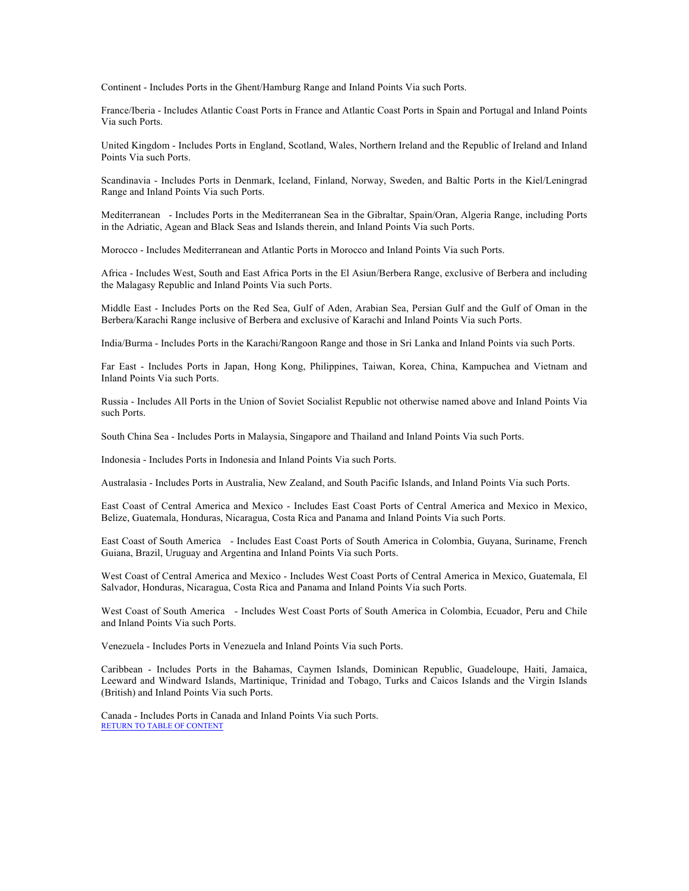Continent - Includes Ports in the Ghent/Hamburg Range and Inland Points Via such Ports.

France/Iberia - Includes Atlantic Coast Ports in France and Atlantic Coast Ports in Spain and Portugal and Inland Points Via such Ports.

United Kingdom - Includes Ports in England, Scotland, Wales, Northern Ireland and the Republic of Ireland and Inland Points Via such Ports.

Scandinavia - Includes Ports in Denmark, Iceland, Finland, Norway, Sweden, and Baltic Ports in the Kiel/Leningrad Range and Inland Points Via such Ports.

Mediterranean - Includes Ports in the Mediterranean Sea in the Gibraltar, Spain/Oran, Algeria Range, including Ports in the Adriatic, Agean and Black Seas and Islands therein, and Inland Points Via such Ports.

Morocco - Includes Mediterranean and Atlantic Ports in Morocco and Inland Points Via such Ports.

Africa - Includes West, South and East Africa Ports in the El Asiun/Berbera Range, exclusive of Berbera and including the Malagasy Republic and Inland Points Via such Ports.

Middle East - Includes Ports on the Red Sea, Gulf of Aden, Arabian Sea, Persian Gulf and the Gulf of Oman in the Berbera/Karachi Range inclusive of Berbera and exclusive of Karachi and Inland Points Via such Ports.

India/Burma - Includes Ports in the Karachi/Rangoon Range and those in Sri Lanka and Inland Points via such Ports.

Far East - Includes Ports in Japan, Hong Kong, Philippines, Taiwan, Korea, China, Kampuchea and Vietnam and Inland Points Via such Ports.

Russia - Includes All Ports in the Union of Soviet Socialist Republic not otherwise named above and Inland Points Via such Ports.

South China Sea - Includes Ports in Malaysia, Singapore and Thailand and Inland Points Via such Ports.

Indonesia - Includes Ports in Indonesia and Inland Points Via such Ports.

Australasia - Includes Ports in Australia, New Zealand, and South Pacific Islands, and Inland Points Via such Ports.

East Coast of Central America and Mexico - Includes East Coast Ports of Central America and Mexico in Mexico, Belize, Guatemala, Honduras, Nicaragua, Costa Rica and Panama and Inland Points Via such Ports.

East Coast of South America - Includes East Coast Ports of South America in Colombia, Guyana, Suriname, French Guiana, Brazil, Uruguay and Argentina and Inland Points Via such Ports.

West Coast of Central America and Mexico - Includes West Coast Ports of Central America in Mexico, Guatemala, El Salvador, Honduras, Nicaragua, Costa Rica and Panama and Inland Points Via such Ports.

West Coast of South America - Includes West Coast Ports of South America in Colombia, Ecuador, Peru and Chile and Inland Points Via such Ports.

Venezuela - Includes Ports in Venezuela and Inland Points Via such Ports.

Caribbean - Includes Ports in the Bahamas, Caymen Islands, Dominican Republic, Guadeloupe, Haiti, Jamaica, Leeward and Windward Islands, Martinique, Trinidad and Tobago, Turks and Caicos Islands and the Virgin Islands (British) and Inland Points Via such Ports.

Canada - Includes Ports in Canada and Inland Points Via such Ports.

RETURN TO TABLE OF CONTENT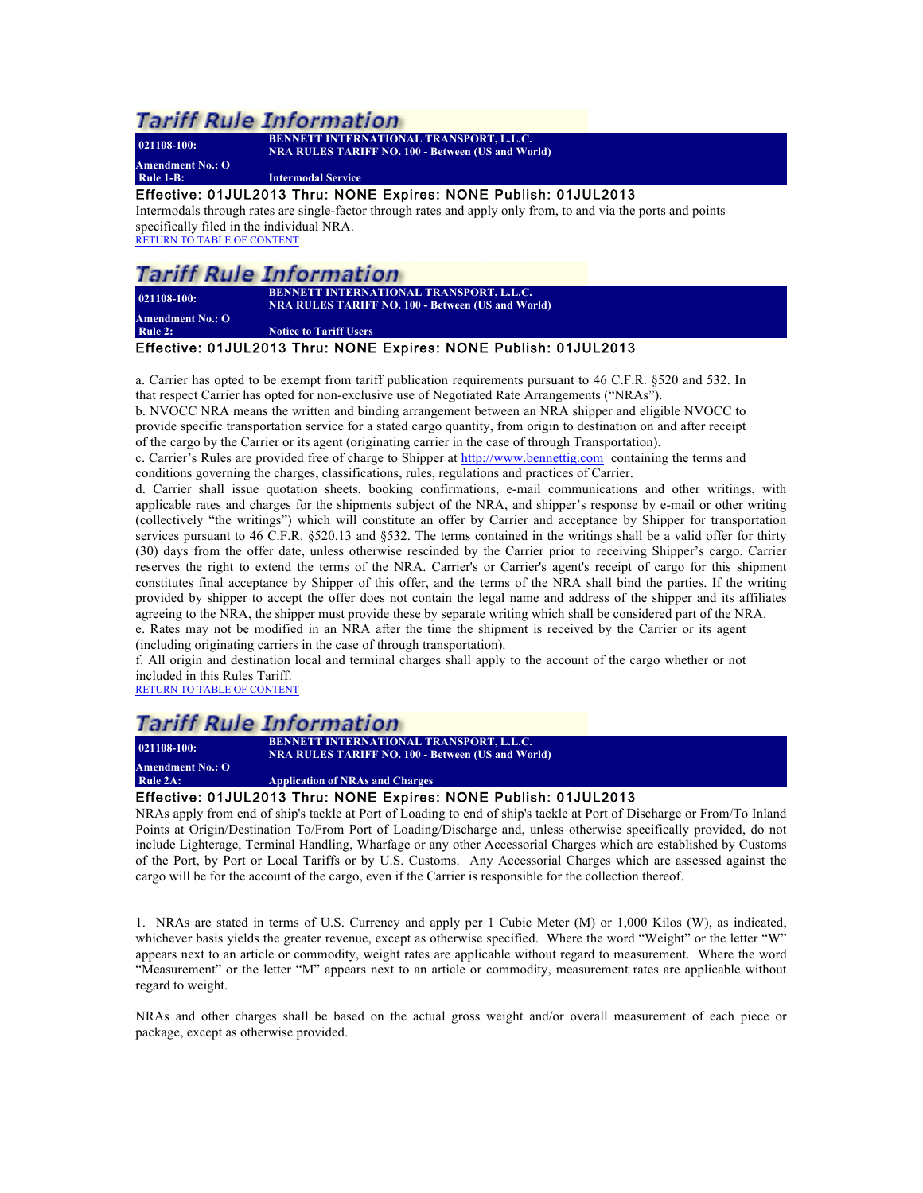## Tariff Rule Information

| | |
|---|---|
| **021108-100:** | **BENNETT INTERNATIONAL TRANSPORT, L.L.C.** **NRA RULES TARIFF NO. 100 - Between (US and World)** |
| **Amendment No.: O** | |
| **Rule 1-B:** | **Intermodal Service** |

**Effective: 01JUL2013 Thru: NONE Expires: NONE Publish: 01JUL2013**

Intermodals through rates are single-factor through rates and apply only from, to and via the ports and points specifically filed in the individual NRA.

[RETURN TO TABLE OF CONTENT]

## Tariff Rule Information

| | |
|---|---|
| **021108-100:** | **BENNETT INTERNATIONAL TRANSPORT, L.L.C.** **NRA RULES TARIFF NO. 100 - Between (US and World)** |
| **Amendment No.: O** | |
| **Rule 2:** | **Notice to Tariff Users** |

**Effective: 01JUL2013 Thru: NONE Expires: NONE Publish: 01JUL2013**

a. Carrier has opted to be exempt from tariff publication requirements pursuant to 46 C.F.R. §520 and 532. In that respect Carrier has opted for non-exclusive use of Negotiated Rate Arrangements ("NRAs").

b. NVOCC NRA means the written and binding arrangement between an NRA shipper and eligible NVOCC to provide specific transportation service for a stated cargo quantity, from origin to destination on and after receipt of the cargo by the Carrier or its agent (originating carrier in the case of through Transportation).

c. Carrier's Rules are provided free of charge to Shipper at http://www.bennettig.com containing the terms and conditions governing the charges, classifications, rules, regulations and practices of Carrier.

d. Carrier shall issue quotation sheets, booking confirmations, e-mail communications and other writings, with applicable rates and charges for the shipments subject of the NRA, and shipper's response by e-mail or other writing (collectively "the writings") which will constitute an offer by Carrier and acceptance by Shipper for transportation services pursuant to 46 C.F.R. §520.13 and §532. The terms contained in the writings shall be a valid offer for thirty (30) days from the offer date, unless otherwise rescinded by the Carrier prior to receiving Shipper's cargo. Carrier reserves the right to extend the terms of the NRA. Carrier's or Carrier's agent's receipt of cargo for this shipment constitutes final acceptance by Shipper of this offer, and the terms of the NRA shall bind the parties. If the writing provided by shipper to accept the offer does not contain the legal name and address of the shipper and its affiliates agreeing to the NRA, the shipper must provide these by separate writing which shall be considered part of the NRA.

e. Rates may not be modified in an NRA after the time the shipment is received by the Carrier or its agent (including originating carriers in the case of through transportation).

f. All origin and destination local and terminal charges shall apply to the account of the cargo whether or not included in this Rules Tariff.

[RETURN TO TABLE OF CONTENT]

## Tariff Rule Information

| | |
|---|---|
| **021108-100:** | **BENNETT INTERNATIONAL TRANSPORT, L.L.C.** **NRA RULES TARIFF NO. 100 - Between (US and World)** |
| **Amendment No.: O** | |
| **Rule 2A:** | **Application of NRAs and Charges** |

**Effective: 01JUL2013 Thru: NONE Expires: NONE Publish: 01JUL2013**

NRAs apply from end of ship's tackle at Port of Loading to end of ship's tackle at Port of Discharge or From/To Inland Points at Origin/Destination To/From Port of Loading/Discharge and, unless otherwise specifically provided, do not include Lighterage, Terminal Handling, Wharfage or any other Accessorial Charges which are established by Customs of the Port, by Port or Local Tariffs or by U.S. Customs. Any Accessorial Charges which are assessed against the cargo will be for the account of the cargo, even if the Carrier is responsible for the collection thereof.

1. NRAs are stated in terms of U.S. Currency and apply per 1 Cubic Meter (M) or 1,000 Kilos (W), as indicated, whichever basis yields the greater revenue, except as otherwise specified. Where the word "Weight" or the letter "W" appears next to an article or commodity, weight rates are applicable without regard to measurement. Where the word "Measurement" or the letter "M" appears next to an article or commodity, measurement rates are applicable without regard to weight.

NRAs and other charges shall be based on the actual gross weight and/or overall measurement of each piece or package, except as otherwise provided.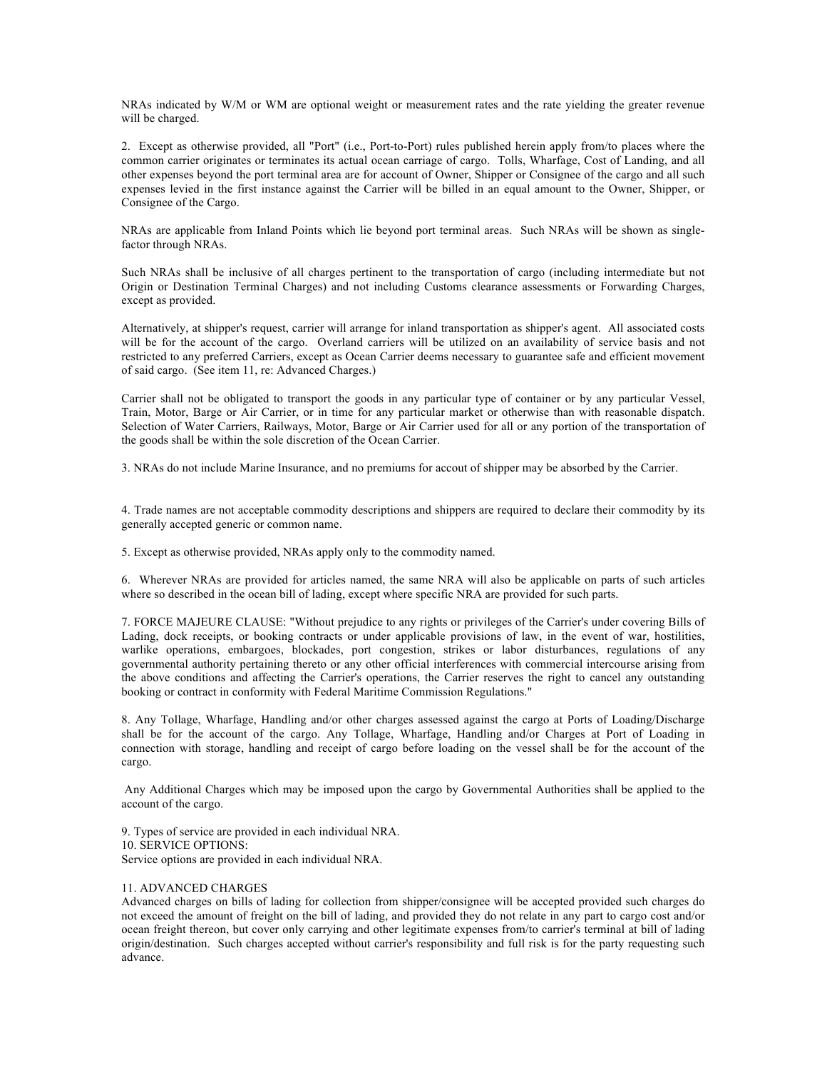NRAs indicated by W/M or WM are optional weight or measurement rates and the rate yielding the greater revenue will be charged.

2. Except as otherwise provided, all "Port" (i.e., Port-to-Port) rules published herein apply from/to places where the common carrier originates or terminates its actual ocean carriage of cargo. Tolls, Wharfage, Cost of Landing, and all other expenses beyond the port terminal area are for account of Owner, Shipper or Consignee of the cargo and all such expenses levied in the first instance against the Carrier will be billed in an equal amount to the Owner, Shipper, or Consignee of the Cargo.

NRAs are applicable from Inland Points which lie beyond port terminal areas. Such NRAs will be shown as single-factor through NRAs.

Such NRAs shall be inclusive of all charges pertinent to the transportation of cargo (including intermediate but not Origin or Destination Terminal Charges) and not including Customs clearance assessments or Forwarding Charges, except as provided.

Alternatively, at shipper's request, carrier will arrange for inland transportation as shipper's agent. All associated costs will be for the account of the cargo. Overland carriers will be utilized on an availability of service basis and not restricted to any preferred Carriers, except as Ocean Carrier deems necessary to guarantee safe and efficient movement of said cargo. (See item 11, re: Advanced Charges.)

Carrier shall not be obligated to transport the goods in any particular type of container or by any particular Vessel, Train, Motor, Barge or Air Carrier, or in time for any particular market or otherwise than with reasonable dispatch. Selection of Water Carriers, Railways, Motor, Barge or Air Carrier used for all or any portion of the transportation of the goods shall be within the sole discretion of the Ocean Carrier.

3. NRAs do not include Marine Insurance, and no premiums for accout of shipper may be absorbed by the Carrier.

4. Trade names are not acceptable commodity descriptions and shippers are required to declare their commodity by its generally accepted generic or common name.

5. Except as otherwise provided, NRAs apply only to the commodity named.

6. Wherever NRAs are provided for articles named, the same NRA will also be applicable on parts of such articles where so described in the ocean bill of lading, except where specific NRA are provided for such parts.

7. FORCE MAJEURE CLAUSE: "Without prejudice to any rights or privileges of the Carrier's under covering Bills of Lading, dock receipts, or booking contracts or under applicable provisions of law, in the event of war, hostilities, warlike operations, embargoes, blockades, port congestion, strikes or labor disturbances, regulations of any governmental authority pertaining thereto or any other official interferences with commercial intercourse arising from the above conditions and affecting the Carrier's operations, the Carrier reserves the right to cancel any outstanding booking or contract in conformity with Federal Maritime Commission Regulations."

8. Any Tollage, Wharfage, Handling and/or other charges assessed against the cargo at Ports of Loading/Discharge shall be for the account of the cargo. Any Tollage, Wharfage, Handling and/or Charges at Port of Loading in connection with storage, handling and receipt of cargo before loading on the vessel shall be for the account of the cargo.

Any Additional Charges which may be imposed upon the cargo by Governmental Authorities shall be applied to the account of the cargo.

9. Types of service are provided in each individual NRA.
10. SERVICE OPTIONS:
Service options are provided in each individual NRA.

11. ADVANCED CHARGES
Advanced charges on bills of lading for collection from shipper/consignee will be accepted provided such charges do not exceed the amount of freight on the bill of lading, and provided they do not relate in any part to cargo cost and/or ocean freight thereon, but cover only carrying and other legitimate expenses from/to carrier's terminal at bill of lading origin/destination. Such charges accepted without carrier's responsibility and full risk is for the party requesting such advance.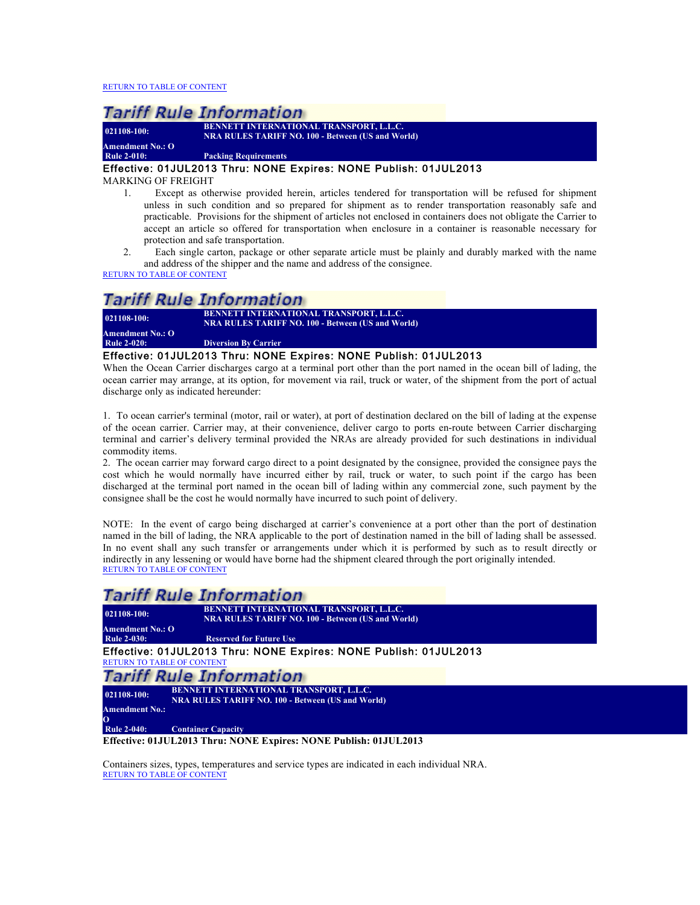RETURN TO TABLE OF CONTENT

## Tariff Rule Information

**021108-100:** **BENNETT INTERNATIONAL TRANSPORT, L.L.C.**
**NRA RULES TARIFF NO. 100 - Between (US and World)**
**Amendment No.: O**
**Rule 2-010:** **Packing Requirements**

**Effective: 01JUL2013 Thru: NONE Expires: NONE Publish: 01JUL2013**

MARKING OF FREIGHT

1. Except as otherwise provided herein, articles tendered for transportation will be refused for shipment unless in such condition and so prepared for shipment as to render transportation reasonably safe and practicable. Provisions for the shipment of articles not enclosed in containers does not obligate the Carrier to accept an article so offered for transportation when enclosure in a container is reasonable necessary for protection and safe transportation.
2. Each single carton, package or other separate article must be plainly and durably marked with the name and address of the shipper and the name and address of the consignee.

RETURN TO TABLE OF CONTENT

## Tariff Rule Information

**021108-100:** **BENNETT INTERNATIONAL TRANSPORT, L.L.C.**
**NRA RULES TARIFF NO. 100 - Between (US and World)**
**Amendment No.: O**
**Rule 2-020:** **Diversion By Carrier**

**Effective: 01JUL2013 Thru: NONE Expires: NONE Publish: 01JUL2013**

When the Ocean Carrier discharges cargo at a terminal port other than the port named in the ocean bill of lading, the ocean carrier may arrange, at its option, for movement via rail, truck or water, of the shipment from the port of actual discharge only as indicated hereunder:

1. To ocean carrier's terminal (motor, rail or water), at port of destination declared on the bill of lading at the expense of the ocean carrier. Carrier may, at their convenience, deliver cargo to ports en-route between Carrier discharging terminal and carrier's delivery terminal provided the NRAs are already provided for such destinations in individual commodity items.
2. The ocean carrier may forward cargo direct to a point designated by the consignee, provided the consignee pays the cost which he would normally have incurred either by rail, truck or water, to such point if the cargo has been discharged at the terminal port named in the ocean bill of lading within any commercial zone, such payment by the consignee shall be the cost he would normally have incurred to such point of delivery.

NOTE: In the event of cargo being discharged at carrier's convenience at a port other than the port of destination named in the bill of lading, the NRA applicable to the port of destination named in the bill of lading shall be assessed. In no event shall any such transfer or arrangements under which it is performed by such as to result directly or indirectly in any lessening or would have borne had the shipment cleared through the port originally intended.

RETURN TO TABLE OF CONTENT

## Tariff Rule Information

**021108-100:** **BENNETT INTERNATIONAL TRANSPORT, L.L.C.**
**NRA RULES TARIFF NO. 100 - Between (US and World)**
**Amendment No.: O**
**Rule 2-030:** **Reserved for Future Use**

**Effective: 01JUL2013 Thru: NONE Expires: NONE Publish: 01JUL2013**

RETURN TO TABLE OF CONTENT

## Tariff Rule Information

**021108-100:** **BENNETT INTERNATIONAL TRANSPORT, L.L.C.**
**NRA RULES TARIFF NO. 100 - Between (US and World)**
**Amendment No.: O**
**Rule 2-040:** **Container Capacity**

**Effective: 01JUL2013 Thru: NONE Expires: NONE Publish: 01JUL2013**

Containers sizes, types, temperatures and service types are indicated in each individual NRA.

RETURN TO TABLE OF CONTENT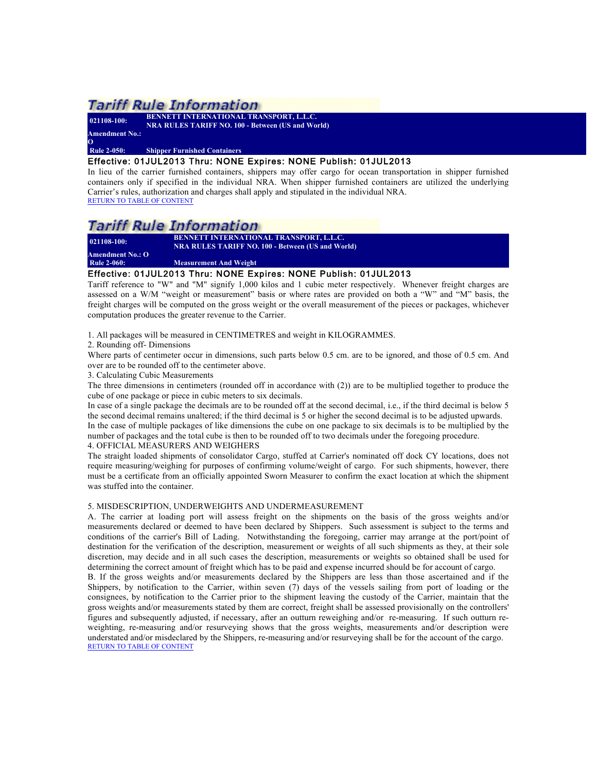## Tariff Rule Information

| | |
|---|---|
| **021108-100:** | **BENNETT INTERNATIONAL TRANSPORT, L.L.C.**<br>**NRA RULES TARIFF NO. 100 - Between (US and World)** |
| **Amendment No.:**<br>**O** | |
| **Rule 2-050:** | **Shipper Furnished Containers** |

Effective: 01JUL2013 Thru: NONE Expires: NONE Publish: 01JUL2013

In lieu of the carrier furnished containers, shippers may offer cargo for ocean transportation in shipper furnished containers only if specified in the individual NRA. When shipper furnished containers are utilized the underlying Carrier's rules, authorization and charges shall apply and stipulated in the individual NRA.

RETURN TO TABLE OF CONTENT

## Tariff Rule Information

| | |
|---|---|
| **021108-100:** | **BENNETT INTERNATIONAL TRANSPORT, L.L.C.**<br>**NRA RULES TARIFF NO. 100 - Between (US and World)** |
| **Amendment No.: O** | |
| **Rule 2-060:** | **Measurement And Weight** |

Effective: 01JUL2013 Thru: NONE Expires: NONE Publish: 01JUL2013

Tariff reference to "W" and "M" signify 1,000 kilos and 1 cubic meter respectively. Whenever freight charges are assessed on a W/M "weight or measurement" basis or where rates are provided on both a "W" and "M" basis, the freight charges will be computed on the gross weight or the overall measurement of the pieces or packages, whichever computation produces the greater revenue to the Carrier.

1. All packages will be measured in CENTIMETRES and weight in KILOGRAMMES.
2. Rounding off- Dimensions

Where parts of centimeter occur in dimensions, such parts below 0.5 cm. are to be ignored, and those of 0.5 cm. And over are to be rounded off to the centimeter above.

3. Calculating Cubic Measurements

The three dimensions in centimeters (rounded off in accordance with (2)) are to be multiplied together to produce the cube of one package or piece in cubic meters to six decimals.

In case of a single package the decimals are to be rounded off at the second decimal, i.e., if the third decimal is below 5 the second decimal remains unaltered; if the third decimal is 5 or higher the second decimal is to be adjusted upwards.

In the case of multiple packages of like dimensions the cube on one package to six decimals is to be multiplied by the number of packages and the total cube is then to be rounded off to two decimals under the foregoing procedure.

4. OFFICIAL MEASURERS AND WEIGHERS

The straight loaded shipments of consolidator Cargo, stuffed at Carrier's nominated off dock CY locations, does not require measuring/weighing for purposes of confirming volume/weight of cargo. For such shipments, however, there must be a certificate from an officially appointed Sworn Measurer to confirm the exact location at which the shipment was stuffed into the container.

5. MISDESCRIPTION, UNDERWEIGHTS AND UNDERMEASUREMENT

A. The carrier at loading port will assess freight on the shipments on the basis of the gross weights and/or measurements declared or deemed to have been declared by Shippers. Such assessment is subject to the terms and conditions of the carrier's Bill of Lading. Notwithstanding the foregoing, carrier may arrange at the port/point of destination for the verification of the description, measurement or weights of all such shipments as they, at their sole discretion, may decide and in all such cases the description, measurements or weights so obtained shall be used for determining the correct amount of freight which has to be paid and expense incurred should be for account of cargo.

B. If the gross weights and/or measurements declared by the Shippers are less than those ascertained and if the Shippers, by notification to the Carrier, within seven (7) days of the vessels sailing from port of loading or the consignees, by notification to the Carrier prior to the shipment leaving the custody of the Carrier, maintain that the gross weights and/or measurements stated by them are correct, freight shall be assessed provisionally on the controllers' figures and subsequently adjusted, if necessary, after an outturn reweighing and/or re-measuring. If such outturn re-weighting, re-measuring and/or resurveying shows that the gross weights, measurements and/or description were understated and/or misdeclared by the Shippers, re-measuring and/or resurveying shall be for the account of the cargo.

RETURN TO TABLE OF CONTENT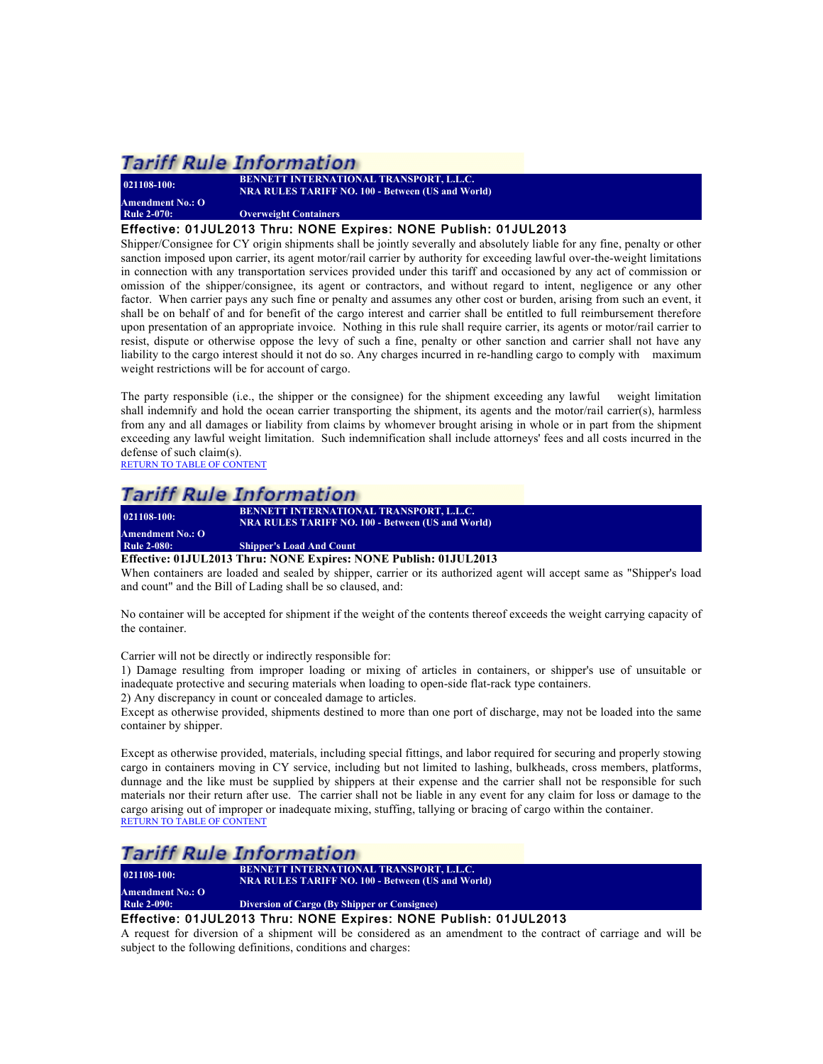## Tariff Rule Information

| 021108-100: | BENNETT INTERNATIONAL TRANSPORT, L.L.C. NRA RULES TARIFF NO. 100 - Between (US and World) |
|---|---|
| Amendment No.: O | |
| Rule 2-070: | Overweight Containers |

**Effective: 01JUL2013 Thru: NONE Expires: NONE Publish: 01JUL2013**

Shipper/Consignee for CY origin shipments shall be jointly severally and absolutely liable for any fine, penalty or other sanction imposed upon carrier, its agent motor/rail carrier by authority for exceeding lawful over-the-weight limitations in connection with any transportation services provided under this tariff and occasioned by any act of commission or omission of the shipper/consignee, its agent or contractors, and without regard to intent, negligence or any other factor. When carrier pays any such fine or penalty and assumes any other cost or burden, arising from such an event, it shall be on behalf of and for benefit of the cargo interest and carrier shall be entitled to full reimbursement therefore upon presentation of an appropriate invoice. Nothing in this rule shall require carrier, its agents or motor/rail carrier to resist, dispute or otherwise oppose the levy of such a fine, penalty or other sanction and carrier shall not have any liability to the cargo interest should it not do so. Any charges incurred in re-handling cargo to comply with maximum weight restrictions will be for account of cargo.

The party responsible (i.e., the shipper or the consignee) for the shipment exceeding any lawful weight limitation shall indemnify and hold the ocean carrier transporting the shipment, its agents and the motor/rail carrier(s), harmless from any and all damages or liability from claims by whomever brought arising in whole or in part from the shipment exceeding any lawful weight limitation. Such indemnification shall include attorneys' fees and all costs incurred in the defense of such claim(s).

RETURN TO TABLE OF CONTENT

## Tariff Rule Information

| 021108-100: | BENNETT INTERNATIONAL TRANSPORT, L.L.C. NRA RULES TARIFF NO. 100 - Between (US and World) |
|---|---|
| Amendment No.: O | |
| Rule 2-080: | Shipper's Load And Count |

**Effective: 01JUL2013 Thru: NONE Expires: NONE Publish: 01JUL2013**

When containers are loaded and sealed by shipper, carrier or its authorized agent will accept same as "Shipper's load and count" and the Bill of Lading shall be so claused, and:

No container will be accepted for shipment if the weight of the contents thereof exceeds the weight carrying capacity of the container.

Carrier will not be directly or indirectly responsible for:
1) Damage resulting from improper loading or mixing of articles in containers, or shipper's use of unsuitable or inadequate protective and securing materials when loading to open-side flat-rack type containers.
2) Any discrepancy in count or concealed damage to articles.
Except as otherwise provided, shipments destined to more than one port of discharge, may not be loaded into the same container by shipper.

Except as otherwise provided, materials, including special fittings, and labor required for securing and properly stowing cargo in containers moving in CY service, including but not limited to lashing, bulkheads, cross members, platforms, dunnage and the like must be supplied by shippers at their expense and the carrier shall not be responsible for such materials nor their return after use. The carrier shall not be liable in any event for any claim for loss or damage to the cargo arising out of improper or inadequate mixing, stuffing, tallying or bracing of cargo within the container.

RETURN TO TABLE OF CONTENT

## Tariff Rule Information

| 021108-100: | BENNETT INTERNATIONAL TRANSPORT, L.L.C. NRA RULES TARIFF NO. 100 - Between (US and World) |
|---|---|
| Amendment No.: O | |
| Rule 2-090: | Diversion of Cargo (By Shipper or Consignee) |

**Effective: 01JUL2013 Thru: NONE Expires: NONE Publish: 01JUL2013**

A request for diversion of a shipment will be considered as an amendment to the contract of carriage and will be subject to the following definitions, conditions and charges: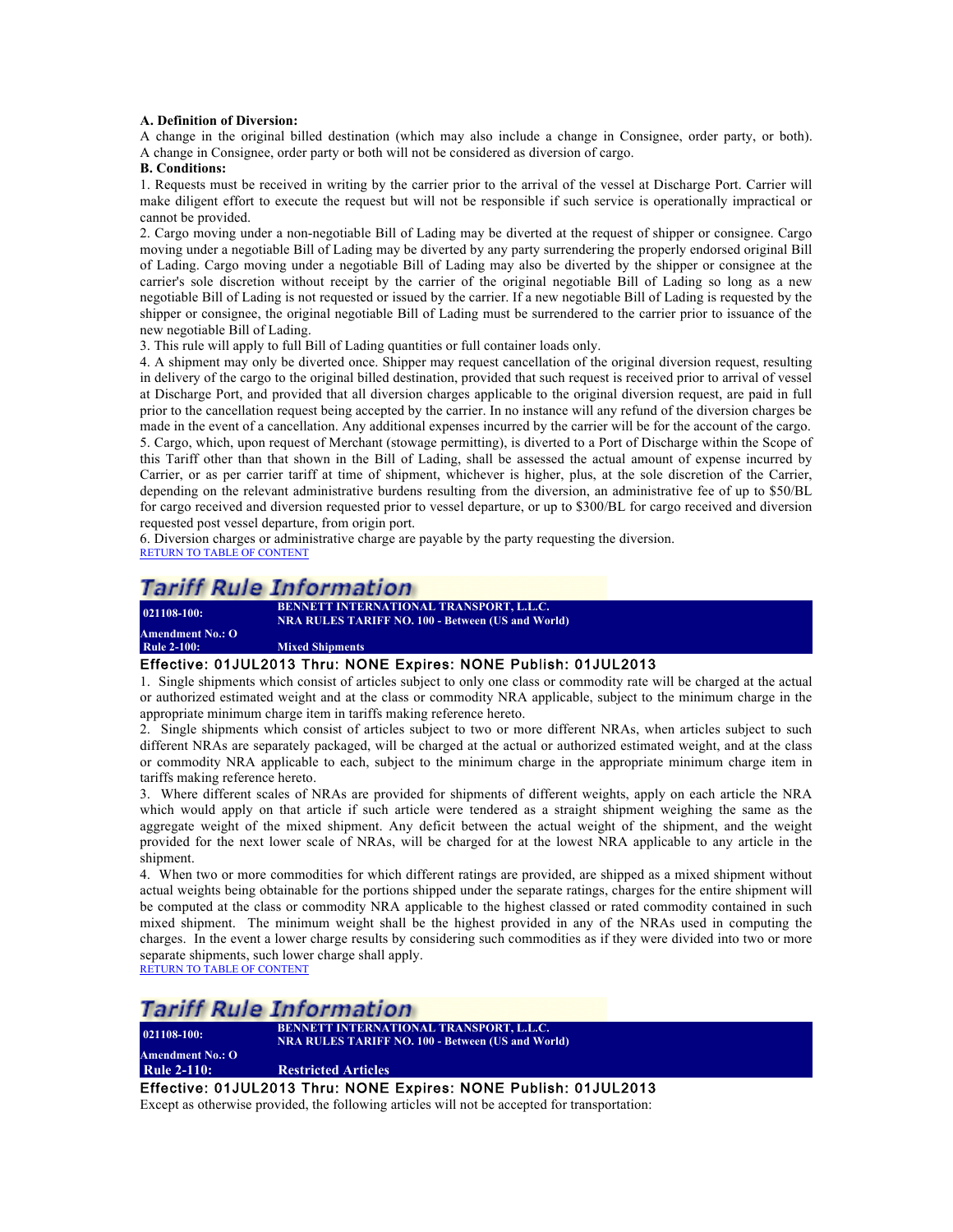**A. Definition of Diversion:**

A change in the original billed destination (which may also include a change in Consignee, order party, or both). A change in Consignee, order party or both will not be considered as diversion of cargo.

**B. Conditions:**

1. Requests must be received in writing by the carrier prior to the arrival of the vessel at Discharge Port. Carrier will make diligent effort to execute the request but will not be responsible if such service is operationally impractical or cannot be provided.
2. Cargo moving under a non-negotiable Bill of Lading may be diverted at the request of shipper or consignee. Cargo moving under a negotiable Bill of Lading may be diverted by any party surrendering the properly endorsed original Bill of Lading. Cargo moving under a negotiable Bill of Lading may also be diverted by the shipper or consignee at the carrier's sole discretion without receipt by the carrier of the original negotiable Bill of Lading so long as a new negotiable Bill of Lading is not requested or issued by the carrier. If a new negotiable Bill of Lading is requested by the shipper or consignee, the original negotiable Bill of Lading must be surrendered to the carrier prior to issuance of the new negotiable Bill of Lading.
3. This rule will apply to full Bill of Lading quantities or full container loads only.
4. A shipment may only be diverted once. Shipper may request cancellation of the original diversion request, resulting in delivery of the cargo to the original billed destination, provided that such request is received prior to arrival of vessel at Discharge Port, and provided that all diversion charges applicable to the original diversion request, are paid in full prior to the cancellation request being accepted by the carrier. In no instance will any refund of the diversion charges be made in the event of a cancellation. Any additional expenses incurred by the carrier will be for the account of the cargo.
5. Cargo, which, upon request of Merchant (stowage permitting), is diverted to a Port of Discharge within the Scope of this Tariff other than that shown in the Bill of Lading, shall be assessed the actual amount of expense incurred by Carrier, or as per carrier tariff at time of shipment, whichever is higher, plus, at the sole discretion of the Carrier, depending on the relevant administrative burdens resulting from the diversion, an administrative fee of up to $50/BL for cargo received and diversion requested prior to vessel departure, or up to $300/BL for cargo received and diversion requested post vessel departure, from origin port.
6. Diversion charges or administrative charge are payable by the party requesting the diversion.

RETURN TO TABLE OF CONTENT

## Tariff Rule Information

| 021108-100: | BENNETT INTERNATIONAL TRANSPORT, L.L.C. NRA RULES TARIFF NO. 100 - Between (US and World) |
|---|---|
| Amendment No.: O | |
| Rule 2-100: | Mixed Shipments |

**Effective: 01JUL2013 Thru: NONE Expires: NONE Publish: 01JUL2013**

1. Single shipments which consist of articles subject to only one class or commodity rate will be charged at the actual or authorized estimated weight and at the class or commodity NRA applicable, subject to the minimum charge in the appropriate minimum charge item in tariffs making reference hereto.
2. Single shipments which consist of articles subject to two or more different NRAs, when articles subject to such different NRAs are separately packaged, will be charged at the actual or authorized estimated weight, and at the class or commodity NRA applicable to each, subject to the minimum charge in the appropriate minimum charge item in tariffs making reference hereto.
3. Where different scales of NRAs are provided for shipments of different weights, apply on each article the NRA which would apply on that article if such article were tendered as a straight shipment weighing the same as the aggregate weight of the mixed shipment. Any deficit between the actual weight of the shipment, and the weight provided for the next lower scale of NRAs, will be charged for at the lowest NRA applicable to any article in the shipment.
4. When two or more commodities for which different ratings are provided, are shipped as a mixed shipment without actual weights being obtainable for the portions shipped under the separate ratings, charges for the entire shipment will be computed at the class or commodity NRA applicable to the highest classed or rated commodity contained in such mixed shipment. The minimum weight shall be the highest provided in any of the NRAs used in computing the charges. In the event a lower charge results by considering such commodities as if they were divided into two or more separate shipments, such lower charge shall apply.

RETURN TO TABLE OF CONTENT

## Tariff Rule Information

| 021108-100: | BENNETT INTERNATIONAL TRANSPORT, L.L.C. NRA RULES TARIFF NO. 100 - Between (US and World) |
|---|---|
| Amendment No.: O | |
| Rule 2-110: | Restricted Articles |

**Effective: 01JUL2013 Thru: NONE Expires: NONE Publish: 01JUL2013**

Except as otherwise provided, the following articles will not be accepted for transportation: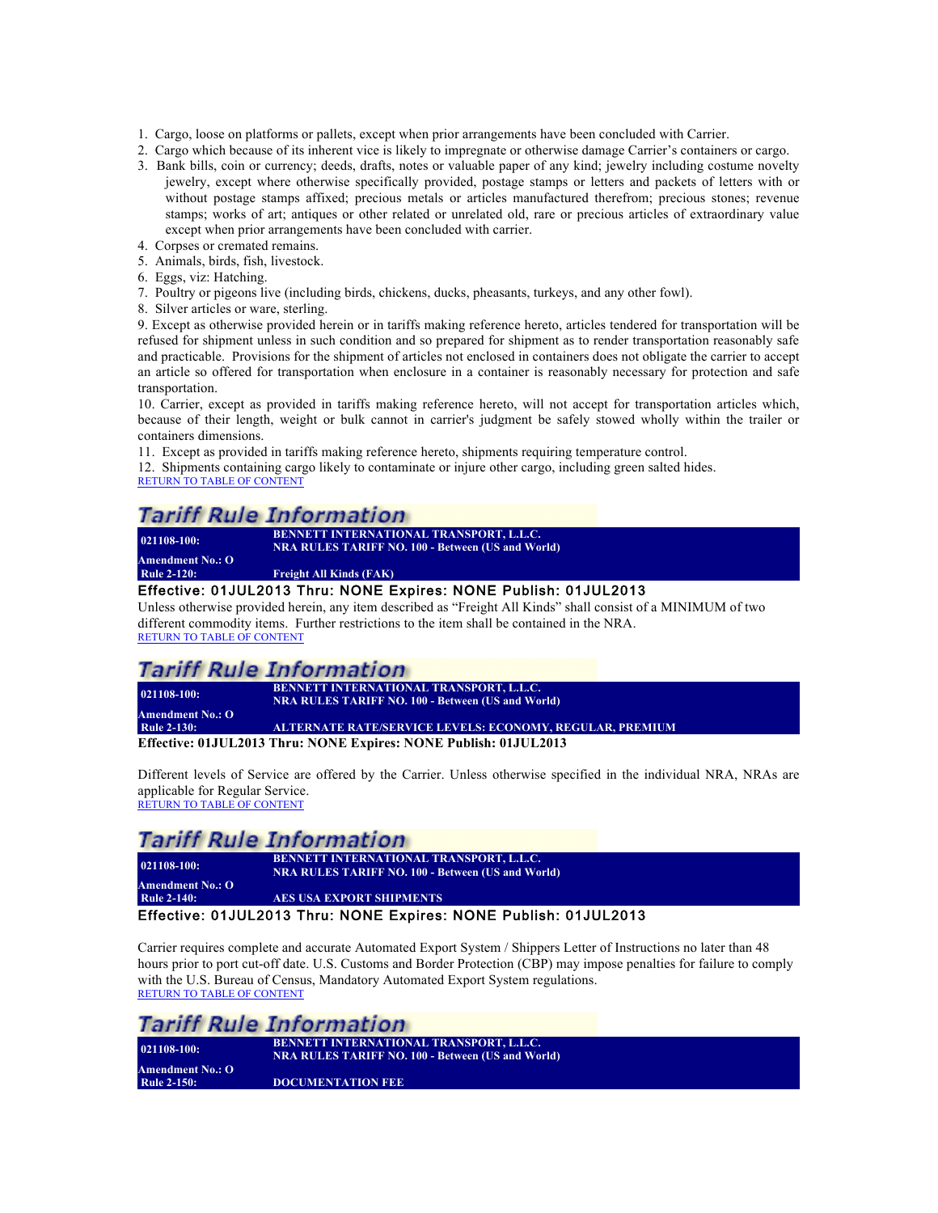1. Cargo, loose on platforms or pallets, except when prior arrangements have been concluded with Carrier.
2. Cargo which because of its inherent vice is likely to impregnate or otherwise damage Carrier's containers or cargo.
3. Bank bills, coin or currency; deeds, drafts, notes or valuable paper of any kind; jewelry including costume novelty jewelry, except where otherwise specifically provided, postage stamps or letters and packets of letters with or without postage stamps affixed; precious metals or articles manufactured therefrom; precious stones; revenue stamps; works of art; antiques or other related or unrelated old, rare or precious articles of extraordinary value except when prior arrangements have been concluded with carrier.
4. Corpses or cremated remains.
5. Animals, birds, fish, livestock.
6. Eggs, viz: Hatching.
7. Poultry or pigeons live (including birds, chickens, ducks, pheasants, turkeys, and any other fowl).
8. Silver articles or ware, sterling.

9. Except as otherwise provided herein or in tariffs making reference hereto, articles tendered for transportation will be refused for shipment unless in such condition and so prepared for shipment as to render transportation reasonably safe and practicable. Provisions for the shipment of articles not enclosed in containers does not obligate the carrier to accept an article so offered for transportation when enclosure in a container is reasonably necessary for protection and safe transportation.

10. Carrier, except as provided in tariffs making reference hereto, will not accept for transportation articles which, because of their length, weight or bulk cannot in carrier's judgment be safely stowed wholly within the trailer or containers dimensions.

11. Except as provided in tariffs making reference hereto, shipments requiring temperature control.

12. Shipments containing cargo likely to contaminate or injure other cargo, including green salted hides.

RETURN TO TABLE OF CONTENT

## Tariff Rule Information

| **021108-100:** | **BENNETT INTERNATIONAL TRANSPORT, L.L.C.**<br>**NRA RULES TARIFF NO. 100 - Between (US and World)** |
|---|---|
| **Amendment No.: O** | |
| **Rule 2-120:** | **Freight All Kinds (FAK)** |

**Effective: 01JUL2013 Thru: NONE Expires: NONE Publish: 01JUL2013**

Unless otherwise provided herein, any item described as "Freight All Kinds" shall consist of a MINIMUM of two different commodity items. Further restrictions to the item shall be contained in the NRA.

RETURN TO TABLE OF CONTENT

## Tariff Rule Information

| **021108-100:** | **BENNETT INTERNATIONAL TRANSPORT, L.L.C.**<br>**NRA RULES TARIFF NO. 100 - Between (US and World)** |
|---|---|
| **Amendment No.: O** | |
| **Rule 2-130:** | **ALTERNATE RATE/SERVICE LEVELS: ECONOMY, REGULAR, PREMIUM** |

**Effective: 01JUL2013 Thru: NONE Expires: NONE Publish: 01JUL2013**

Different levels of Service are offered by the Carrier. Unless otherwise specified in the individual NRA, NRAs are applicable for Regular Service.

RETURN TO TABLE OF CONTENT

## Tariff Rule Information

| **021108-100:** | **BENNETT INTERNATIONAL TRANSPORT, L.L.C.**<br>**NRA RULES TARIFF NO. 100 - Between (US and World)** |
|---|---|
| **Amendment No.: O** | |
| **Rule 2-140:** | **AES USA EXPORT SHIPMENTS** |

**Effective: 01JUL2013 Thru: NONE Expires: NONE Publish: 01JUL2013**

Carrier requires complete and accurate Automated Export System / Shippers Letter of Instructions no later than 48 hours prior to port cut-off date. U.S. Customs and Border Protection (CBP) may impose penalties for failure to comply with the U.S. Bureau of Census, Mandatory Automated Export System regulations.

RETURN TO TABLE OF CONTENT

## Tariff Rule Information

| **021108-100:** | **BENNETT INTERNATIONAL TRANSPORT, L.L.C.**<br>**NRA RULES TARIFF NO. 100 - Between (US and World)** |
|---|---|
| **Amendment No.: O** | |
| **Rule 2-150:** | **DOCUMENTATION FEE** |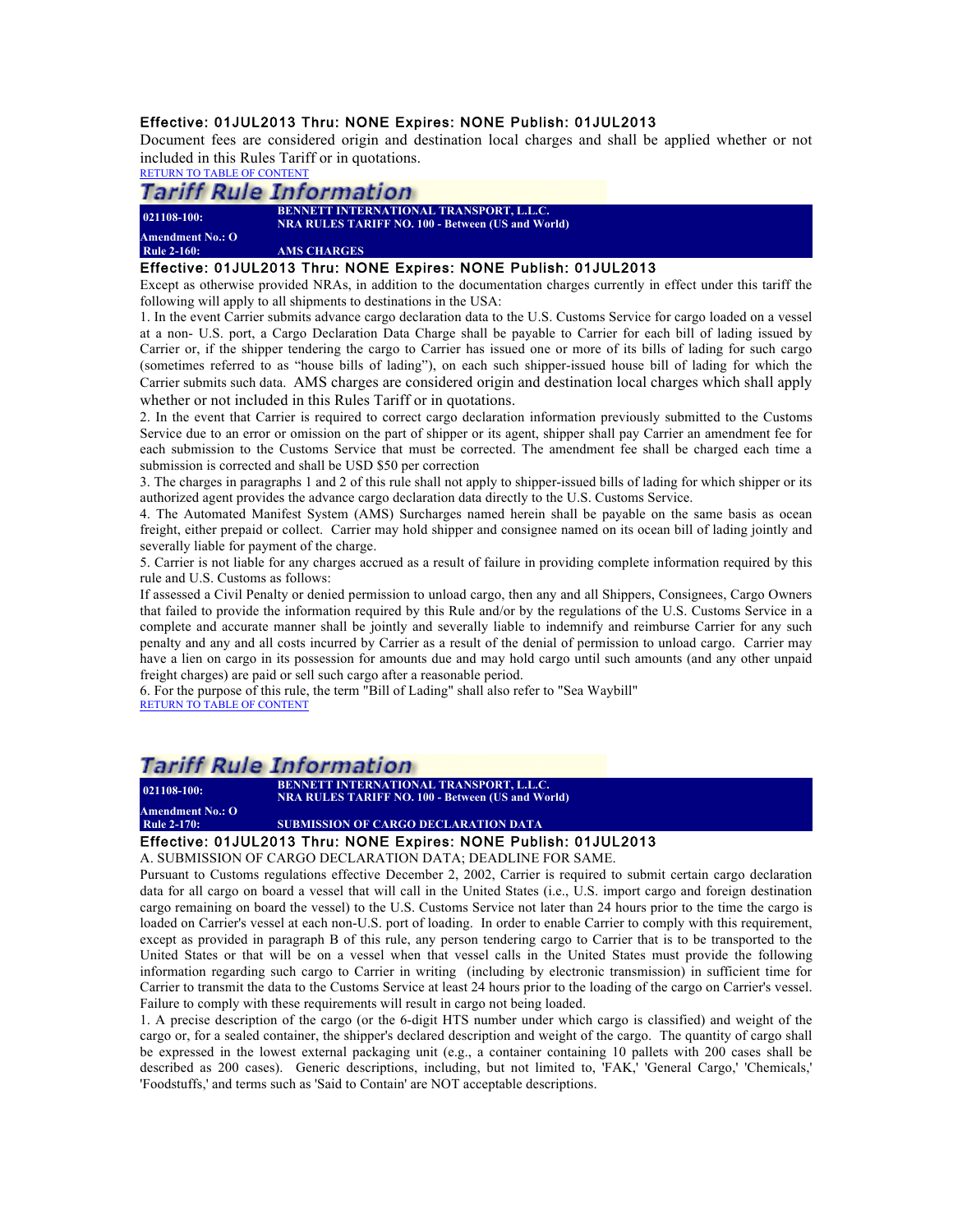**Effective: 01JUL2013 Thru: NONE Expires: NONE Publish: 01JUL2013**

Document fees are considered origin and destination local charges and shall be applied whether or not included in this Rules Tariff or in quotations.

RETURN TO TABLE OF CONTENT

## Tariff Rule Information

| 021108-100: | BENNETT INTERNATIONAL TRANSPORT, L.L.C. NRA RULES TARIFF NO. 100 - Between (US and World) |
|---|---|
| Amendment No.: O | |
| Rule 2-160: | AMS CHARGES |

**Effective: 01JUL2013 Thru: NONE Expires: NONE Publish: 01JUL2013**

Except as otherwise provided NRAs, in addition to the documentation charges currently in effect under this tariff the following will apply to all shipments to destinations in the USA:

1. In the event Carrier submits advance cargo declaration data to the U.S. Customs Service for cargo loaded on a vessel at a non- U.S. port, a Cargo Declaration Data Charge shall be payable to Carrier for each bill of lading issued by Carrier or, if the shipper tendering the cargo to Carrier has issued one or more of its bills of lading for such cargo (sometimes referred to as "house bills of lading"), on each such shipper-issued house bill of lading for which the Carrier submits such data. AMS charges are considered origin and destination local charges which shall apply whether or not included in this Rules Tariff or in quotations.
2. In the event that Carrier is required to correct cargo declaration information previously submitted to the Customs Service due to an error or omission on the part of shipper or its agent, shipper shall pay Carrier an amendment fee for each submission to the Customs Service that must be corrected. The amendment fee shall be charged each time a submission is corrected and shall be USD $50 per correction
3. The charges in paragraphs 1 and 2 of this rule shall not apply to shipper-issued bills of lading for which shipper or its authorized agent provides the advance cargo declaration data directly to the U.S. Customs Service.
4. The Automated Manifest System (AMS) Surcharges named herein shall be payable on the same basis as ocean freight, either prepaid or collect. Carrier may hold shipper and consignee named on its ocean bill of lading jointly and severally liable for payment of the charge.
5. Carrier is not liable for any charges accrued as a result of failure in providing complete information required by this rule and U.S. Customs as follows:

If assessed a Civil Penalty or denied permission to unload cargo, then any and all Shippers, Consignees, Cargo Owners that failed to provide the information required by this Rule and/or by the regulations of the U.S. Customs Service in a complete and accurate manner shall be jointly and severally liable to indemnify and reimburse Carrier for any such penalty and any and all costs incurred by Carrier as a result of the denial of permission to unload cargo. Carrier may have a lien on cargo in its possession for amounts due and may hold cargo until such amounts (and any other unpaid freight charges) are paid or sell such cargo after a reasonable period.

6. For the purpose of this rule, the term "Bill of Lading" shall also refer to "Sea Waybill"

RETURN TO TABLE OF CONTENT

## Tariff Rule Information

| 021108-100: | BENNETT INTERNATIONAL TRANSPORT, L.L.C. NRA RULES TARIFF NO. 100 - Between (US and World) |
|---|---|
| Amendment No.: O | |
| Rule 2-170: | SUBMISSION OF CARGO DECLARATION DATA |

**Effective: 01JUL2013 Thru: NONE Expires: NONE Publish: 01JUL2013**

A. SUBMISSION OF CARGO DECLARATION DATA; DEADLINE FOR SAME.

Pursuant to Customs regulations effective December 2, 2002, Carrier is required to submit certain cargo declaration data for all cargo on board a vessel that will call in the United States (i.e., U.S. import cargo and foreign destination cargo remaining on board the vessel) to the U.S. Customs Service not later than 24 hours prior to the time the cargo is loaded on Carrier's vessel at each non-U.S. port of loading. In order to enable Carrier to comply with this requirement, except as provided in paragraph B of this rule, any person tendering cargo to Carrier that is to be transported to the United States or that will be on a vessel when that vessel calls in the United States must provide the following information regarding such cargo to Carrier in writing (including by electronic transmission) in sufficient time for Carrier to transmit the data to the Customs Service at least 24 hours prior to the loading of the cargo on Carrier's vessel. Failure to comply with these requirements will result in cargo not being loaded.

1. A precise description of the cargo (or the 6-digit HTS number under which cargo is classified) and weight of the cargo or, for a sealed container, the shipper's declared description and weight of the cargo. The quantity of cargo shall be expressed in the lowest external packaging unit (e.g., a container containing 10 pallets with 200 cases shall be described as 200 cases). Generic descriptions, including, but not limited to, 'FAK,' 'General Cargo,' 'Chemicals,' 'Foodstuffs,' and terms such as 'Said to Contain' are NOT acceptable descriptions.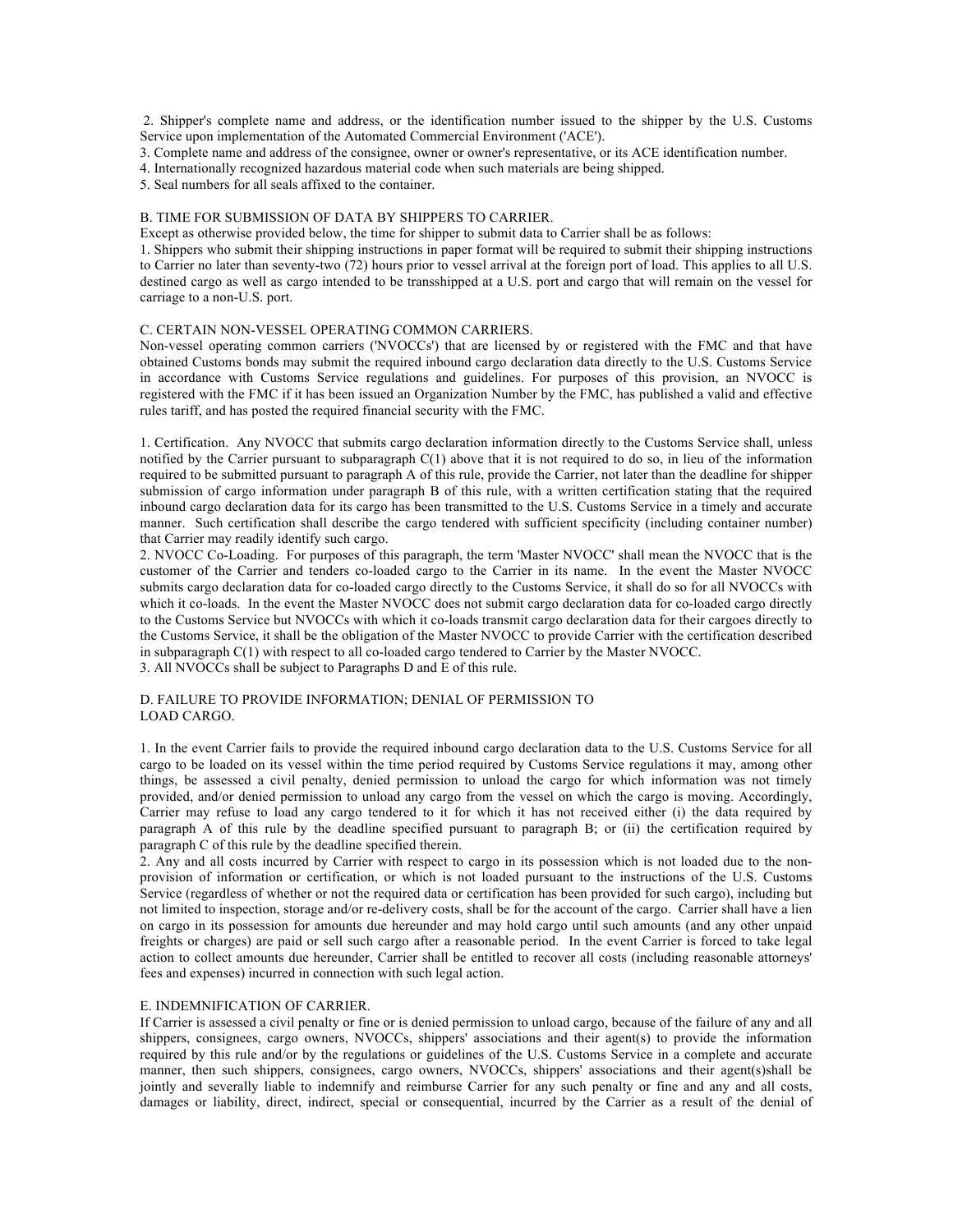2. Shipper's complete name and address, or the identification number issued to the shipper by the U.S. Customs Service upon implementation of the Automated Commercial Environment ('ACE').
3. Complete name and address of the consignee, owner or owner's representative, or its ACE identification number.
4. Internationally recognized hazardous material code when such materials are being shipped.
5. Seal numbers for all seals affixed to the container.

B. TIME FOR SUBMISSION OF DATA BY SHIPPERS TO CARRIER.

Except as otherwise provided below, the time for shipper to submit data to Carrier shall be as follows:

1. Shippers who submit their shipping instructions in paper format will be required to submit their shipping instructions to Carrier no later than seventy-two (72) hours prior to vessel arrival at the foreign port of load. This applies to all U.S. destined cargo as well as cargo intended to be transshipped at a U.S. port and cargo that will remain on the vessel for carriage to a non-U.S. port.

C. CERTAIN NON-VESSEL OPERATING COMMON CARRIERS.

Non-vessel operating common carriers ('NVOCCs') that are licensed by or registered with the FMC and that have obtained Customs bonds may submit the required inbound cargo declaration data directly to the U.S. Customs Service in accordance with Customs Service regulations and guidelines. For purposes of this provision, an NVOCC is registered with the FMC if it has been issued an Organization Number by the FMC, has published a valid and effective rules tariff, and has posted the required financial security with the FMC.

1. Certification. Any NVOCC that submits cargo declaration information directly to the Customs Service shall, unless notified by the Carrier pursuant to subparagraph C(1) above that it is not required to do so, in lieu of the information required to be submitted pursuant to paragraph A of this rule, provide the Carrier, not later than the deadline for shipper submission of cargo information under paragraph B of this rule, with a written certification stating that the required inbound cargo declaration data for its cargo has been transmitted to the U.S. Customs Service in a timely and accurate manner. Such certification shall describe the cargo tendered with sufficient specificity (including container number) that Carrier may readily identify such cargo.
2. NVOCC Co-Loading. For purposes of this paragraph, the term 'Master NVOCC' shall mean the NVOCC that is the customer of the Carrier and tenders co-loaded cargo to the Carrier in its name. In the event the Master NVOCC submits cargo declaration data for co-loaded cargo directly to the Customs Service, it shall do so for all NVOCCs with which it co-loads. In the event the Master NVOCC does not submit cargo declaration data for co-loaded cargo directly to the Customs Service but NVOCCs with which it co-loads transmit cargo declaration data for their cargoes directly to the Customs Service, it shall be the obligation of the Master NVOCC to provide Carrier with the certification described in subparagraph C(1) with respect to all co-loaded cargo tendered to Carrier by the Master NVOCC.
3. All NVOCCs shall be subject to Paragraphs D and E of this rule.

D. FAILURE TO PROVIDE INFORMATION; DENIAL OF PERMISSION TO LOAD CARGO.

1. In the event Carrier fails to provide the required inbound cargo declaration data to the U.S. Customs Service for all cargo to be loaded on its vessel within the time period required by Customs Service regulations it may, among other things, be assessed a civil penalty, denied permission to unload the cargo for which information was not timely provided, and/or denied permission to unload any cargo from the vessel on which the cargo is moving. Accordingly, Carrier may refuse to load any cargo tendered to it for which it has not received either (i) the data required by paragraph A of this rule by the deadline specified pursuant to paragraph B; or (ii) the certification required by paragraph C of this rule by the deadline specified therein.
2. Any and all costs incurred by Carrier with respect to cargo in its possession which is not loaded due to the non-provision of information or certification, or which is not loaded pursuant to the instructions of the U.S. Customs Service (regardless of whether or not the required data or certification has been provided for such cargo), including but not limited to inspection, storage and/or re-delivery costs, shall be for the account of the cargo. Carrier shall have a lien on cargo in its possession for amounts due hereunder and may hold cargo until such amounts (and any other unpaid freights or charges) are paid or sell such cargo after a reasonable period. In the event Carrier is forced to take legal action to collect amounts due hereunder, Carrier shall be entitled to recover all costs (including reasonable attorneys' fees and expenses) incurred in connection with such legal action.

E. INDEMNIFICATION OF CARRIER.

If Carrier is assessed a civil penalty or fine or is denied permission to unload cargo, because of the failure of any and all shippers, consignees, cargo owners, NVOCCs, shippers' associations and their agent(s) to provide the information required by this rule and/or by the regulations or guidelines of the U.S. Customs Service in a complete and accurate manner, then such shippers, consignees, cargo owners, NVOCCs, shippers' associations and their agent(s)shall be jointly and severally liable to indemnify and reimburse Carrier for any such penalty or fine and any and all costs, damages or liability, direct, indirect, special or consequential, incurred by the Carrier as a result of the denial of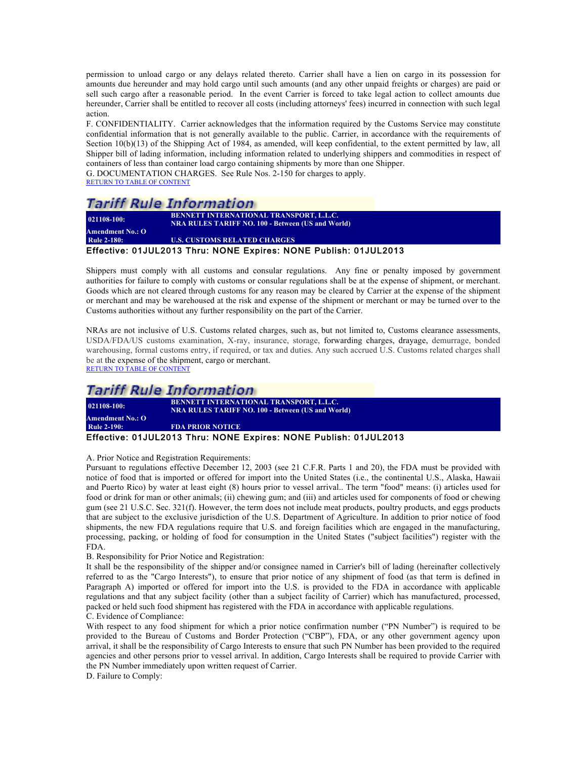permission to unload cargo or any delays related thereto. Carrier shall have a lien on cargo in its possession for amounts due hereunder and may hold cargo until such amounts (and any other unpaid freights or charges) are paid or sell such cargo after a reasonable period. In the event Carrier is forced to take legal action to collect amounts due hereunder, Carrier shall be entitled to recover all costs (including attorneys' fees) incurred in connection with such legal action.

F. CONFIDENTIALITY. Carrier acknowledges that the information required by the Customs Service may constitute confidential information that is not generally available to the public. Carrier, in accordance with the requirements of Section 10(b)(13) of the Shipping Act of 1984, as amended, will keep confidential, to the extent permitted by law, all Shipper bill of lading information, including information related to underlying shippers and commodities in respect of containers of less than container load cargo containing shipments by more than one Shipper.

G. DOCUMENTATION CHARGES. See Rule Nos. 2-150 for charges to apply.

RETURN TO TABLE OF CONTENT

## Tariff Rule Information

| 021108-100: | BENNETT INTERNATIONAL TRANSPORT, L.L.C. NRA RULES TARIFF NO. 100 - Between (US and World) |
|---|---|
| Amendment No.: O | |
| Rule 2-180: | U.S. CUSTOMS RELATED CHARGES |

Effective: 01JUL2013 Thru: NONE Expires: NONE Publish: 01JUL2013

Shippers must comply with all customs and consular regulations. Any fine or penalty imposed by government authorities for failure to comply with customs or consular regulations shall be at the expense of shipment, or merchant. Goods which are not cleared through customs for any reason may be cleared by Carrier at the expense of the shipment or merchant and may be warehoused at the risk and expense of the shipment or merchant or may be turned over to the Customs authorities without any further responsibility on the part of the Carrier.

NRAs are not inclusive of U.S. Customs related charges, such as, but not limited to, Customs clearance assessments, USDA/FDA/US customs examination, X-ray, insurance, storage, forwarding charges, drayage, demurrage, bonded warehousing, formal customs entry, if required, or tax and duties. Any such accrued U.S. Customs related charges shall be at the expense of the shipment, cargo or merchant.

RETURN TO TABLE OF CONTENT

## Tariff Rule Information

| 021108-100: | BENNETT INTERNATIONAL TRANSPORT, L.L.C. NRA RULES TARIFF NO. 100 - Between (US and World) |
|---|---|
| Amendment No.: O | |
| Rule 2-190: | FDA PRIOR NOTICE |

Effective: 01JUL2013 Thru: NONE Expires: NONE Publish: 01JUL2013

A. Prior Notice and Registration Requirements:

Pursuant to regulations effective December 12, 2003 (see 21 C.F.R. Parts 1 and 20), the FDA must be provided with notice of food that is imported or offered for import into the United States (i.e., the continental U.S., Alaska, Hawaii and Puerto Rico) by water at least eight (8) hours prior to vessel arrival.. The term "food" means: (i) articles used for food or drink for man or other animals; (ii) chewing gum; and (iii) and articles used for components of food or chewing gum (see 21 U.S.C. Sec. 321(f). However, the term does not include meat products, poultry products, and eggs products that are subject to the exclusive jurisdiction of the U.S. Department of Agriculture. In addition to prior notice of food shipments, the new FDA regulations require that U.S. and foreign facilities which are engaged in the manufacturing, processing, packing, or holding of food for consumption in the United States ("subject facilities") register with the FDA.

B. Responsibility for Prior Notice and Registration:

It shall be the responsibility of the shipper and/or consignee named in Carrier's bill of lading (hereinafter collectively referred to as the "Cargo Interests"), to ensure that prior notice of any shipment of food (as that term is defined in Paragraph A) imported or offered for import into the U.S. is provided to the FDA in accordance with applicable regulations and that any subject facility (other than a subject facility of Carrier) which has manufactured, processed, packed or held such food shipment has registered with the FDA in accordance with applicable regulations.

C. Evidence of Compliance:

With respect to any food shipment for which a prior notice confirmation number ("PN Number") is required to be provided to the Bureau of Customs and Border Protection ("CBP"), FDA, or any other government agency upon arrival, it shall be the responsibility of Cargo Interests to ensure that such PN Number has been provided to the required agencies and other persons prior to vessel arrival. In addition, Cargo Interests shall be required to provide Carrier with the PN Number immediately upon written request of Carrier.

D. Failure to Comply: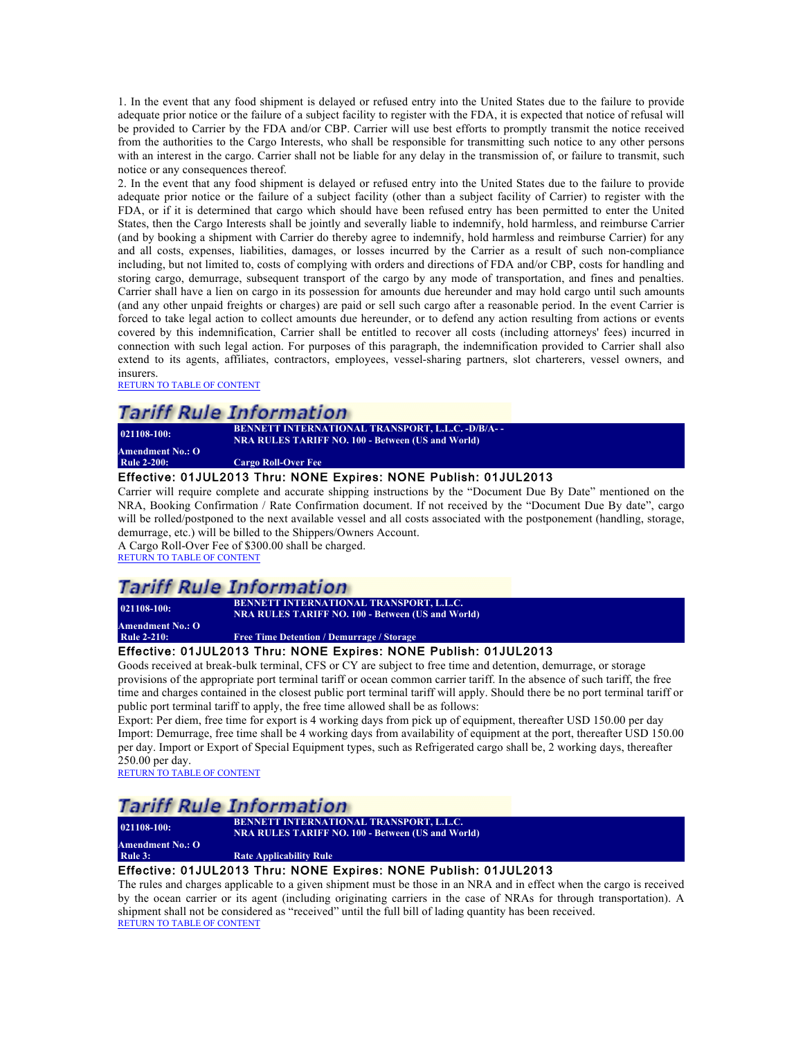1. In the event that any food shipment is delayed or refused entry into the United States due to the failure to provide adequate prior notice or the failure of a subject facility to register with the FDA, it is expected that notice of refusal will be provided to Carrier by the FDA and/or CBP. Carrier will use best efforts to promptly transmit the notice received from the authorities to the Cargo Interests, who shall be responsible for transmitting such notice to any other persons with an interest in the cargo. Carrier shall not be liable for any delay in the transmission of, or failure to transmit, such notice or any consequences thereof.

2. In the event that any food shipment is delayed or refused entry into the United States due to the failure to provide adequate prior notice or the failure of a subject facility (other than a subject facility of Carrier) to register with the FDA, or if it is determined that cargo which should have been refused entry has been permitted to enter the United States, then the Cargo Interests shall be jointly and severally liable to indemnify, hold harmless, and reimburse Carrier (and by booking a shipment with Carrier do thereby agree to indemnify, hold harmless and reimburse Carrier) for any and all costs, expenses, liabilities, damages, or losses incurred by the Carrier as a result of such non-compliance including, but not limited to, costs of complying with orders and directions of FDA and/or CBP, costs for handling and storing cargo, demurrage, subsequent transport of the cargo by any mode of transportation, and fines and penalties. Carrier shall have a lien on cargo in its possession for amounts due hereunder and may hold cargo until such amounts (and any other unpaid freights or charges) are paid or sell such cargo after a reasonable period. In the event Carrier is forced to take legal action to collect amounts due hereunder, or to defend any action resulting from actions or events covered by this indemnification, Carrier shall be entitled to recover all costs (including attorneys' fees) incurred in connection with such legal action. For purposes of this paragraph, the indemnification provided to Carrier shall also extend to its agents, affiliates, contractors, employees, vessel-sharing partners, slot charterers, vessel owners, and insurers.

RETURN TO TABLE OF CONTENT

## Tariff Rule Information

| 021108-100: | BENNETT INTERNATIONAL TRANSPORT, L.L.C. -D/B/A- - NRA RULES TARIFF NO. 100 - Between (US and World) |
|---|---|
| Amendment No.: O | |
| Rule 2-200: | Cargo Roll-Over Fee |

**Effective: 01JUL2013 Thru: NONE Expires: NONE Publish: 01JUL2013**

Carrier will require complete and accurate shipping instructions by the "Document Due By Date" mentioned on the NRA, Booking Confirmation / Rate Confirmation document. If not received by the "Document Due By date", cargo will be rolled/postponed to the next available vessel and all costs associated with the postponement (handling, storage, demurrage, etc.) will be billed to the Shippers/Owners Account.

A Cargo Roll-Over Fee of $300.00 shall be charged.

RETURN TO TABLE OF CONTENT

## Tariff Rule Information

| 021108-100: | BENNETT INTERNATIONAL TRANSPORT, L.L.C. NRA RULES TARIFF NO. 100 - Between (US and World) |
|---|---|
| Amendment No.: O | |
| Rule 2-210: | Free Time Detention / Demurrage / Storage |

**Effective: 01JUL2013 Thru: NONE Expires: NONE Publish: 01JUL2013**

Goods received at break-bulk terminal, CFS or CY are subject to free time and detention, demurrage, or storage provisions of the appropriate port terminal tariff or ocean common carrier tariff. In the absence of such tariff, the free time and charges contained in the closest public port terminal tariff will apply. Should there be no port terminal tariff or public port terminal tariff to apply, the free time allowed shall be as follows:

Export: Per diem, free time for export is 4 working days from pick up of equipment, thereafter USD 150.00 per day

Import: Demurrage, free time shall be 4 working days from availability of equipment at the port, thereafter USD 150.00 per day. Import or Export of Special Equipment types, such as Refrigerated cargo shall be, 2 working days, thereafter 250.00 per day.

RETURN TO TABLE OF CONTENT

## Tariff Rule Information

| 021108-100: | BENNETT INTERNATIONAL TRANSPORT, L.L.C. NRA RULES TARIFF NO. 100 - Between (US and World) |
|---|---|
| Amendment No.: O | |
| Rule 3: | Rate Applicability Rule |

**Effective: 01JUL2013 Thru: NONE Expires: NONE Publish: 01JUL2013**

The rules and charges applicable to a given shipment must be those in an NRA and in effect when the cargo is received by the ocean carrier or its agent (including originating carriers in the case of NRAs for through transportation). A shipment shall not be considered as "received" until the full bill of lading quantity has been received.

RETURN TO TABLE OF CONTENT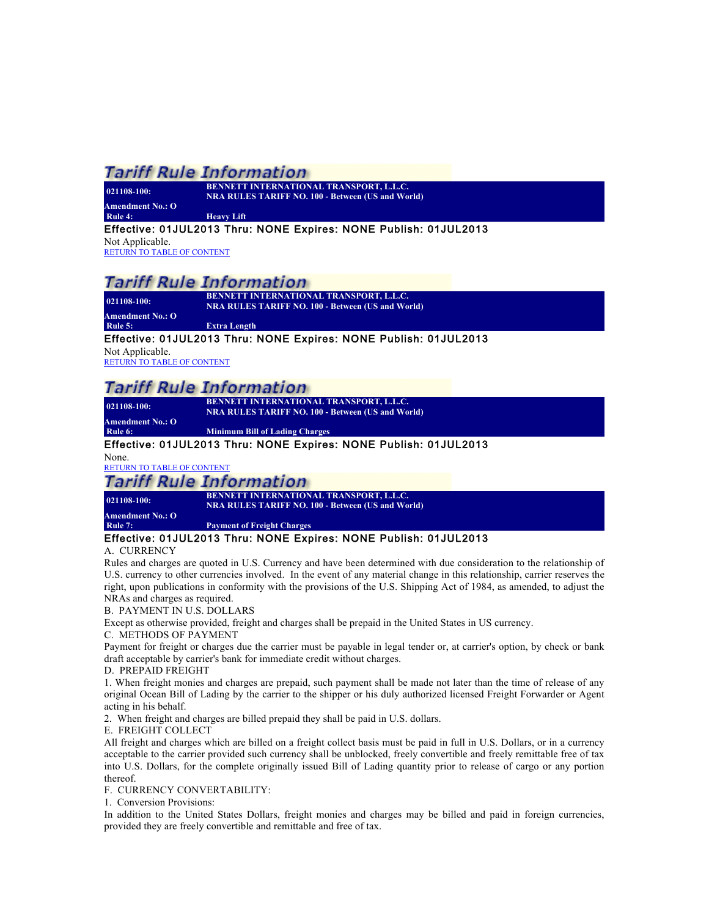## Tariff Rule Information

| | |
|---|---|
| **021108-100:** | **BENNETT INTERNATIONAL TRANSPORT, L.L.C.** **NRA RULES TARIFF NO. 100 - Between (US and World)** |
| **Amendment No.: O** | |
| **Rule 4:** | **Heavy Lift** |

**Effective: 01JUL2013 Thru: NONE Expires: NONE Publish: 01JUL2013**

Not Applicable.

RETURN TO TABLE OF CONTENT

## Tariff Rule Information

| | |
|---|---|
| **021108-100:** | **BENNETT INTERNATIONAL TRANSPORT, L.L.C.** **NRA RULES TARIFF NO. 100 - Between (US and World)** |
| **Amendment No.: O** | |
| **Rule 5:** | **Extra Length** |

**Effective: 01JUL2013 Thru: NONE Expires: NONE Publish: 01JUL2013**

Not Applicable.

RETURN TO TABLE OF CONTENT

## Tariff Rule Information

| | |
|---|---|
| **021108-100:** | **BENNETT INTERNATIONAL TRANSPORT, L.L.C.** **NRA RULES TARIFF NO. 100 - Between (US and World)** |
| **Amendment No.: O** | |
| **Rule 6:** | **Minimum Bill of Lading Charges** |

**Effective: 01JUL2013 Thru: NONE Expires: NONE Publish: 01JUL2013**

None.

RETURN TO TABLE OF CONTENT

## Tariff Rule Information

| | |
|---|---|
| **021108-100:** | **BENNETT INTERNATIONAL TRANSPORT, L.L.C.** **NRA RULES TARIFF NO. 100 - Between (US and World)** |
| **Amendment No.: O** | |
| **Rule 7:** | **Payment of Freight Charges** |

**Effective: 01JUL2013 Thru: NONE Expires: NONE Publish: 01JUL2013**

A. CURRENCY

Rules and charges are quoted in U.S. Currency and have been determined with due consideration to the relationship of U.S. currency to other currencies involved. In the event of any material change in this relationship, carrier reserves the right, upon publications in conformity with the provisions of the U.S. Shipping Act of 1984, as amended, to adjust the NRAs and charges as required.

B. PAYMENT IN U.S. DOLLARS

Except as otherwise provided, freight and charges shall be prepaid in the United States in US currency.

C. METHODS OF PAYMENT

Payment for freight or charges due the carrier must be payable in legal tender or, at carrier's option, by check or bank draft acceptable by carrier's bank for immediate credit without charges.

D. PREPAID FREIGHT

1. When freight monies and charges are prepaid, such payment shall be made not later than the time of release of any original Ocean Bill of Lading by the carrier to the shipper or his duly authorized licensed Freight Forwarder or Agent acting in his behalf.
2. When freight and charges are billed prepaid they shall be paid in U.S. dollars.

E. FREIGHT COLLECT

All freight and charges which are billed on a freight collect basis must be paid in full in U.S. Dollars, or in a currency acceptable to the carrier provided such currency shall be unblocked, freely convertible and freely remittable free of tax into U.S. Dollars, for the complete originally issued Bill of Lading quantity prior to release of cargo or any portion thereof.

F. CURRENCY CONVERTABILITY:

1. Conversion Provisions:

In addition to the United States Dollars, freight monies and charges may be billed and paid in foreign currencies, provided they are freely convertible and remittable and free of tax.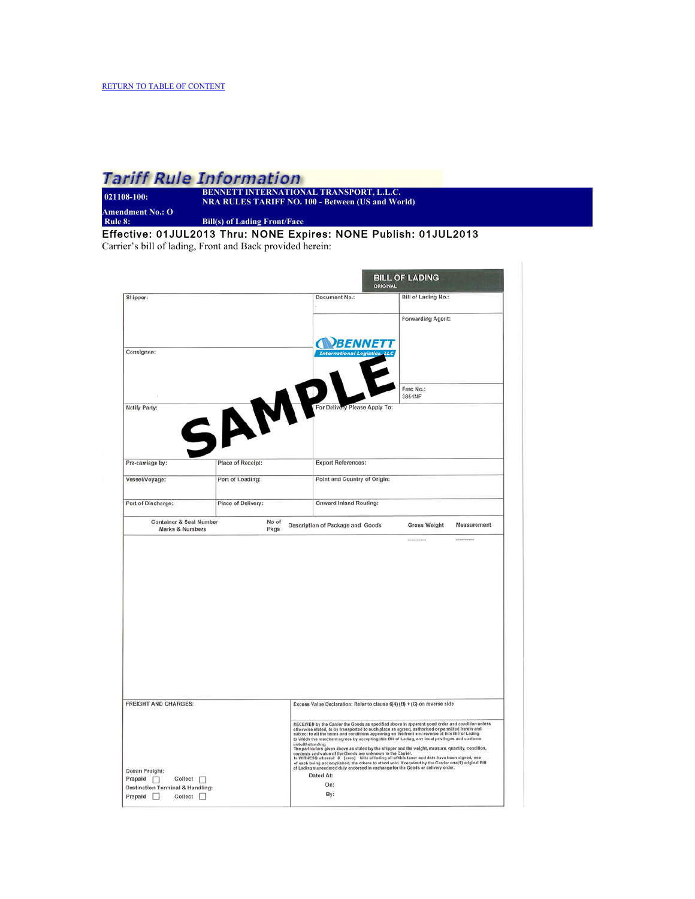RETURN TO TABLE OF CONTENT

# Tariff Rule Information

| 021108-100: | BENNETT INTERNATIONAL TRANSPORT, L.L.C. NRA RULES TARIFF NO. 100 - Between (US and World) |
| --- | --- |
| Amendment No.: O | |
| Rule 8: | Bill(s) of Lading Front/Face |

**Effective: 01JUL2013 Thru: NONE Expires: NONE Publish: 01JUL2013**

Carrier's bill of lading, Front and Back provided herein:

**BILL OF LADING**
ORIGINAL

BENNETT International Logistics, LLC

SAMPLE

| Shipper: | | Document No.: | Bill of Lading No.: |
| --- | --- | --- | --- |
| | | | Forwarding Agent: |
| Consignee: | | | Fmc No.: 3864NF |
| Notify Party: | | For Delivery Please Apply To: | |
| Pre-carriage by: | Place of Receipt: | Export References: | |
| Vessel/Voyage: | Port of Loading: | Point and Country of Origin: | |
| Port of Discharge: | Place of Delivery: | Onward Inland Routing: | |

| Container & Seal Number Marks & Numbers | No of Pkgs | Description of Package and Goods | Gross Weight | Measurement |
| --- | --- | --- | --- | --- |
| | | | | |

FREIGHT AND CHARGES:

Ocean Freight:
Prepaid ☐ Collect ☐
Destination Terminal & Handling:
Prepaid ☐ Collect ☐

Excess Value Declaration: Refer to clause 6(4) (B) + (C) on reverse side

RECEIVED by the Carrier the Goods as specified above in apparent good order and condition unless otherwise stated, to be transported to such place as agreed, authorised or permitted herein and subject to all the terms and conditions appearing on the front and reverse of this Bill of Lading to which the merchant agrees by accepting this Bill of Lading, any local privileges and customs notwithstanding.
The particulars given above as stated by the shipper and the weight, measure, quantity, condition, contents and value of the Goods are unknown to the Carrier.
In WITNESS whereof 0 (zero) bills of lading all of this tenor and date have been signed, one of each being accomplished, the others to stand void. If required by the Carrier one(1) original Bill of Lading surrendered duly endorsed in exchange for the Goods or delivery order.

Dated At:
On:
By: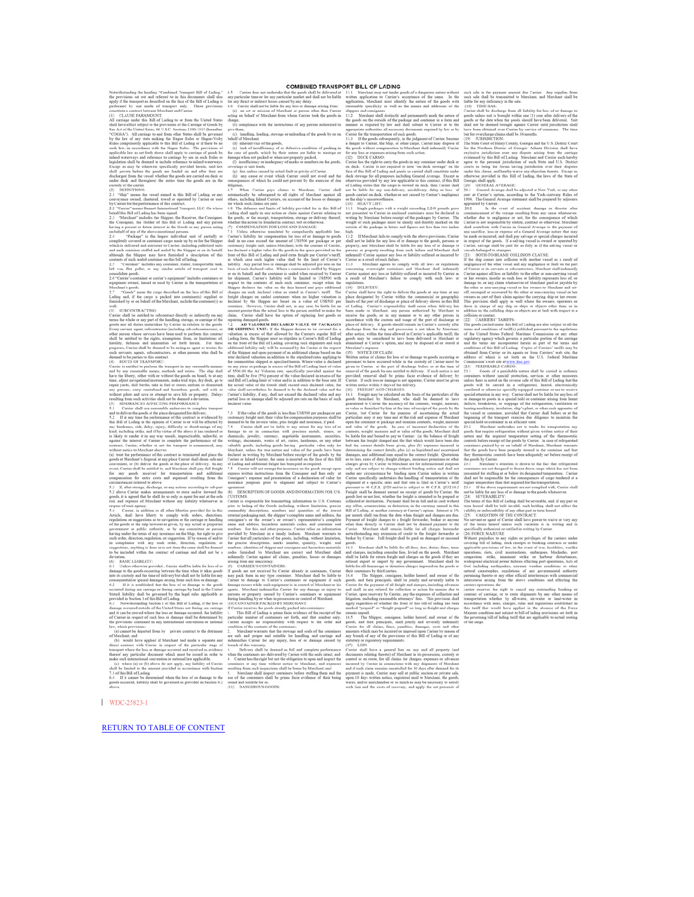# COMBINED TRANSPORT BILL OF LADING

Notwithstanding the heading "Combined Transport Bill of Lading," the provisions set out and referred to in this document shall also apply if the transport as described on the face of the Bill of Lading is performed by one mode of transport only. These provisions constitute a contract between Merchant and Carrier.

(1) CLAUSE PARAMOUNT:
All carriage under this Bill of Lading to or from the United States shall have effect subject to the provisions of the Carriage of Goods by Sea Act of the United States, 46 U.S.C. Sections 1300-1315 (hereafter, "COGSA"). All carriage to and from other States shall be governed by the law of any state making the Hague Rules or Hague-Visby Rules compulsorily applicable to this Bill of Lading or if there be no such law, in accordance with the Hague Rules. The provisions of applicable law as set forth above shall apply to carriage of goods by inland waterways and reference to carriage by sea in such Rules or legislation shall be deemed to include reference to inland waterways. Except as may be otherwise specifically provided herein, said law shall govern before the goods are loaded on and after they are discharged from the vessel whether the goods are carried on deck or under deck and throughout the entire time the goods are in the custody of the carrier.

(2) DEFINITIONS:
2.1 "Ship" means the vessel named in this Bill of Lading, or any conveyance owned, chartered, towed or operated by Carrier or used by Carrier for the performance of this contract.
2.2 "Carrier" means Bennett International Transport, LLC. On whose behalf this Bill of Lading has been signed.
2.3 "Merchant" includes the Shipper, the Receiver, the Consignor, the Consignee, the Holder of this Bill of Lading and any person having a present or future interest in the Goods or any person acting on behalf of any of the above-mentioned persons.
2.4 "Package" is the largest individual unit of partially or completely covered or contained cargo made up by or for the Shipper which is delivered and entrusted to Carrier, including palletized units and each container stuffed and sealed by the Shipper or on its behalf although the Shipper may have furnished a description of the contents of such sealed container on this bill of lading.
2.5 "Container" includes any container, trailer, transportable tank, lift van, flat, pallet, or any similar article of transport used to consolidate goods.
2.6 "Carrier's container or carrier's equipment" includes containers or equipment owned, leased or used by Carrier in the transportation of Merchant's goods.
2.7 "Goods" mean the cargo described on the face of this Bill of Lading and, if the cargo is packed into container(s) supplied or furnished by or on behalf of the Merchant, include the container(s) as well.

(3) SUBCONTRACTING:
Carrier shall be entitled to subcontract directly or indirectly on any terms the whole or any part of the handling, storage, or carriage of the goods and all duties undertaken by Carrier in relation to the goods. Every servant, agent, subcontractor (including sub-subcontractors), or other person whose services have been used to perform this contract shall be entitled to the rights, exemptions from, or limitations of liability, defenses and immunities set forth herein. For these purposes, Carrier shall be deemed to be acting as agent or trustee for such servants, agents, subcontractors, or other persons who shall be deemed to be parties to this contract.

(4) ROUTE OF TRANSPORT:
Carrier is entitled to perform the transport in any reasonable manner and by any reasonable means, methods and routes. The ship shall have the liberty, either with or without the goods on board, to at any time, adjust navigational instruments, make trial trips, dry dock, go to repair yards, shift berths, take in fuel or stores, embark or disembark any persons, carry contraband and hazardous goods, sail with or without pilots and save or attempt to save life or property. Delays resulting from such activities shall not be deemed a deviation.

(5) HINDRANCES AFFECTING PERFORMANCE
5.1 Carrier shall use reasonable endeavors to complete transport and to deliver the goods at the place designated for delivery.
5.2 If at any time the performance of this contract as evidenced by this Bill of Lading in the opinion of Carrier is or will be affected by any hindrance, risk, delay, injury, difficulty or disadvantage of any kind, including strike, and if by virtue of the above it has rendered or is likely to render it in any way unsafe, impracticable, unlawful, or against the interest of Carrier to complete the performance of the contract, Carrier, whether or not the transport is commenced, may without notice to Merchant elect to:
(a) treat the performance of this contract as terminated and place the goods at Merchant's disposal at any place Carrier shall deem safe and convenient, or (b) deliver the goods at the place of delivery. In any event, Carrier shall be entitled to, and Merchant shall pay, full freight for any goods received for transportation and additional compensation for extra costs and expenses resulting from the circumstances referred to above.
5.3 If, after storage, discharge, or any actions according to sub-part 5.2 above Carrier makes arrangements to store and/or forward the goods, it is agreed that he shall do so only as agent for and at the sole risk and expense of Merchant without any liability whatsoever in respect of such agency.
5.4 Carrier, in addition to all other liberties provided for in this Article, shall have liberty to comply with orders, directions, regulations or suggestions as to navigation or the carriage or handling of the goods or the ship howsoever given, by any actual or purported government or public authority, or by any committee or person having under the terms of any insurance on the Ship, the right to give such order, direction, regulation, or suggestion. If by reason of and/or in compliance with any such order, direction, regulation, or suggestions, anything is done or is not done the same shall be deemed to be included within the contract of carriage and shall not be a deviation.

(6) BASIC LIABILITY:
6.1 Unless otherwise provided, Carrier shall be liable for loss of or damage to the goods occurring between the time when it takes goods into its custody and the time of delivery but shall not be liable for any consequential or special damages arising from such loss or damage.
6.2 If it is established that the loss of or damage to the goods occurred during sea carriage or during carriage by land in the United States, liability shall be governed by the legal rules applicable as provided in Section 1 of this Bill of Lading.
6.3 Notwithstanding Section 1 of this Bill of Lading, if the loss or damage occurred outside of the United States not during sea carriage and it can be proved where the loss or damage occurred, the liability of Carrier in respect of such loss or damage shall be determined by the provisions contained in any international convention or national law, which provisions:
(a) cannot be departed from by private contract to the detriment of Merchant, and
(b) would have applied if Merchant had made a separate and direct contract with Carrier in respect of the particular stage of transport where the loss or damage occurred and received as evidence thereof any particular document which must be issued in order to make such international convention or national law applicable.
(c) where (a) or (b) above do not apply, any liability of Carrier shall be limited to the amount provided in accordance with Section 7.1 of this Bill of Lading.
6.4 If it cannot be determined when the loss of or damage to the goods occurred, liability shall be governed as provided in Section 6.2 above.
6.5 Carrier does not undertake that the goods shall be delivered at any particular time or for any particular market and shall not be liable for any direct or indirect losses caused by any delay.
6.6 Carrier shall not be liable for any loss or damage arising from:
(a) an act or omission of Merchant or person other than Carrier acting on behalf of Merchant from whom Carrier took the goods in charge,
(b) compliance with the instructions of any person authorized to give them,
(c) handling, loading, stowage or unloading of the goods by or on behalf of Merchant,
(d) inherent vice of the goods,
(e) lack of insufficiency of or defective condition of packing in the case of goods, which by their nature are liable to wastage or damage when not packed or when not properly packed,
(f) insufficiency or inadequacy of marks or numbers on the goods, coverings or unit loads,
(g) fire, unless caused by actual fault or privity of Carrier,
(h) any cause or event which Carrier could not avoid and the consequences of which he could not prevent by the exercise of due diligence.
6.7 When Carrier pays claims to Merchant, Carrier shall automatically be subrogated to all rights of Merchant against all others, including Inland Carriers, on account of the losses or damages for which such claims are paid.
6.8 The defenses and limits of liability provided for in this Bill of Lading shall apply in any action or claim against Carrier relating to the goods, or the receipt, transportation, storage or delivery thereof, whether the action be founded in contract, tort or otherwise.

(7) COMPENSATION FOR LOSS AND DAMAGE:
7.1 Unless otherwise mandated by compulsorily applicable law, Carrier's liability for compensation for loss of or damage to goods shall in no case exceed the amount of US$500 per package or per customary freight unit, unless Merchant, with the consent of Carrier, has declared a higher value for the goods in the space provided on the front of this Bill of Lading and paid extra freight per Carrier's tariff, in which case such higher value shall be the limit of Carrier's liability. Any partial loss or damage shall be adjusted pro rata on the basis of such declared value. Where a container is stuffed by Shipper or on its behalf, and the container is sealed when received by Carrier for shipment, Carrier's liability will be limited to US$500 with respect to the contents of each such container, except when the Shipper declares the value on the face hereof and pays additional charges on such declared value as stated in Carrier's tariff. The freight charges on sealed containers when no higher valuation is declared by the Shipper are based on a value of US$500 per container. However, Carrier shall not, in any case, be liable for an amount greater than the actual loss to the person entitled to make the claim. Carrier shall have the option of replacing lost goods or repairing damaged goods.
7.2 **AD VALOREM DECLARED VALUE OF PACKAGES OR SHIPPING UNIT:** If the Shipper desires to be covered for a valuation in excess of that allowed by the Carrier's regular Bill of Lading form, the Shipper must so stipulate in Carrier's Bill of Lading on the front of the Bill of Lading covering such shipments and such additional liability only will be assumed by the Carrier at the request of the Shipper and upon payment of an additional charge based on the total declared valuation in addition to the stipulated rates applying to the commodities shipped as specified herein. Where value is declared on any piece or package in excess of the Bill of Lading limit of value of $500.00 the Ad Valorem rate, specifically provided against the item, shall be five (5%) percent of the value declared in excess of the said Bill of Lading limit of value and is in addition to the base rate. If the actual value of the Goods shall exceed such declared value, the value shall nevertheless be deemed to be the declared value and the Carrier's liability, if any, shall not exceed the declared value and any partial loss or damage shall be adjusted pro rata on the basis of such declared value.
7.3 If the value of the goods is less than US$500 per package or per customary freight unit, their value for compensation purposes shall be deemed to be the invoice value, plus freight and insurance, if paid.
7.4 Carrier shall not be liable to any extent for any loss of or damage to or in connection with precious metals, stones, or chemicals, jewelry, currency, negotiable instruments, securities, writings, documents, works of art, curios, heirlooms, or any other valuable goods, including goods having particular value only for Merchant, unless the true nature and value of the goods have been declared in writing by Merchant before receipt of the goods by the Carrier or Inland Carrier, the same is inserted on the face of this Bill of Lading and additional freight has been paid as required.
7.5 Carrier will not arrange for insurance on the goods except upon express written instructions from the Consignee and then only at Consignee's expense and presentation of a declaration of value for insurance purposes prior to shipment and subject to Carrier's agreement.

(8) DESCRIPTION OF GOODS AND INFORMATION FOR U.S. CUSTOMS:
Carrier is responsible for transmitting information to U.S. Customs prior to lading of the Goods including, without limitation, precise commodity descriptions, numbers and quantities of the lowest external packaging unit, the shipper's complete name and address, the consignee's or the owner's or owner's representative's complete name and address, hazardous materials codes, and container seal numbers. For this and other purposes, Carrier relies on information provided by Merchant in a timely fashion. Merchant warrants to Carrier that all particulars of the goods, including, without limitation, the precise descriptions, marks number, quantity, weight, seal numbers, identities of shipper and consignee and hazardous materials codes furnished by Merchant are correct and Merchant shall indemnify Carrier against all claims, penalties, losses or damages arising from any inaccuracy.

(9) CARRIER'S CONTAINERS:
If goods are not received by Carrier already in containers, Carrier may pack them in any type container. Merchant shall be liable to Carrier for damage to Carrier's containers or equipment if such damage occurs while such equipment is in control of Merchant or his agents. Merchant indemnifies Carrier for any damage or injury to persons or property caused by Carrier's containers or equipment during handling by or when in possession or control of Merchant.

(10) CONTAINER PACKED BY MERCHANT:
1. This Bill of Lading is prima facie evidence of the receipt of the particular number of containers set forth, and that number only. Carrier accepts no responsibility with respect to the order and condition of the contents of the containers;
2. Merchant warrants that the stowage and seals of the containers are safe and proper and suitable for handling and carriage and indemnifies Carrier for any injury, loss of or damage caused by breach of this warranty;
3. Delivery shall be deemed as full and complete performance when the containers are delivered by Carrier with the seals intact; and
4. Carrier has the right but not the obligation to open and inspect the containers at any time without notice to Merchant, and expenses resulting from such inspections shall be borne by Merchant; and
5. Merchant shall inspect containers before stuffing them and the use of the containers shall be prima facie evidence of their being sound and suitable for us.

(11) DANGEROUS GOODS:
11.1 Merchant may not tender goods of a dangerous nature without written application to Carrier's acceptance of the same. In the application, Merchant must identify the nature of the goods with reasonable specificity as well as the names and addresses of the shippers and consignees.
11.2 Merchant shall distinctly and permanently mark the nature of the goods on the outside of the package and container in a form and manner as required by law and shall submit to Carrier or to the appropriate authorities all necessary documents required by law or by Carrier for the transportation of such goods.
11.3 If the goods subsequently, in the judgment of Carrier, become a danger to Carrier, the Ship, or other cargo, Carrier may dispose of the goods without compensation to Merchant shall indemnify Carrier for any loss or expenses arising from such action.

(12) DECK CARGO:
Carrier has the right to carry the goods in any container under deck or on deck. Carrier is not required to note "on deck stowage" on the face of this Bill of Lading and goods so carried shall constitute under deck stowage for all purposes including General Average. Except as otherwise provided by any law applicable to this contract, if this Bill of Lading states that the cargo is stowed on deck, then Carrier shall not be liable for any non-delivery, misdelivery, delay or loss of goods carried on deck, whether or not caused by Carrier's negligence or the ship's unseaworthiness.

(13) HEAVY LIFT:
13.1 Single packages with a weight exceeding 2,240 pounds gross not presented to Carrier in enclosed containers must be declared in writing by Merchant before receipt of the packages by Carrier. The weight of such packages must be clearly and durably marked on the outside of the package in letters and figures not less than two inches high.
13.2 If Merchant fails to comply with the above provisions, Carrier shall not be liable for any loss of or damage to the goods, persons or property, and Merchant shall be liable for any loss of or damage to persons or property resulting from such failure and Merchant shall indemnify Carrier against any loss or liability suffered or incurred by Carrier as a result of such failure.
13.3 Merchant agrees to comply with all laws or regulations concerning overweight containers and Merchant shall indemnify Carrier against any loss or liability suffered or incurred by Carrier as a result of Merchant's failure to comply with such laws or regulations.

(14) DELIVERY:
Carrier shall have the right to deliver the goods at any time at any place designated by Carrier within the commercial or geographic limits of the port of discharge or place of delivery shown in this Bill of Lading. Carrier's responsibility shall cease when delivery has been made to Merchant, any person authorized by Merchant to receive the goods, or in any manner or to any other person in accordance with the custom and usage of the port of discharge or place of delivery. If goods should remain in Carrier's custody after discharge from the ship and possession is not taken by Merchant, after notice, within the time allowed in Carrier's applicable tariff, the goods may be considered to have been delivered to Merchant or abandoned at Carrier's option, and may be disposed of or stored at Merchant's expense.

(15) NOTICE OF CLAIM:
Written notice of claims for loss of or damage to goods occurring or presumed to have occurred while in the custody of Carrier must be given to Carrier at the port of discharge before or at the time of removal of the goods by one entitled to delivery. If such notice is not provided, removal shall be prima facie evidence of delivery by Carrier. If such loss or damage is not apparent, Carrier must be given written notice within 3 days of the delivery.

(16) FREIGHT AND CHARGES:
16.1 Freight may be calculated on the basis of the particulars of the goods furnished by Merchant, who shall be deemed to have guaranteed to Carrier the accuracy of the contents, weight, measure, or value as furnished by him at the time of receipt of the goods by the Carrier, but Carrier for the purpose of ascertaining the actual particulars may at any time and at the risk and expense of Merchant open the container or package and examine contents, weight, measure and value of the goods. In case of incorrect declaration of the contents, weight, measure and or value of the goods, Merchant shall be liable for and bound to pay to Carrier: (a) the balance of freight between the freight charged and the that which would have been due had the correct details been given, plus (b) expenses incurred in determining the correct details, plus (c) as liquidated and ascertained damages, and additional sum equal to the correct freight. Quotations as to fees, rates of duty, freight charges, insurance premiums or other charges given by Carrier to Merchant are for informational purposes only and are subject to change without binding notice and shall not under any circumstance be binding upon Carrier unless in writing. Carrier specifically undertakes the handling of transportation of the shipment at a specific rates and that rate is filed in Carrier's tariff pursuant to 46 C.F.R. §520 and/or is subject to 46 C.F.R. §532.16.2 Freight shall be deemed earned on receipt of goods by Carrier, the goods lost or not lost, whether the freight is intended to be prepaid or collected at destination. Payment shall be in full and in cash without any offset, counterclaim, or deduction, in the currency named in this Bill of Lading, or another currency at Carrier's option. Interest at 1% per month shall run from the date when freight and charges are due. Payment of freight charges to a freight forwarder, broker or anyone other than directly to Carrier shall not be deemed payment to the Carrier. Merchant shall remain liable for all charges hereunder notwithstanding any extension of credit to the freight forwarder or broker by Carrier. Full freight shall be paid on damaged or unsound goods.
16.3 Merchant shall be liable for all dues, fees, duties, fines, taxes and charges, including consular fees, levied on the goods. Merchant shall be liable for return freight and charges on the goods if they are refused export or import by any government. Merchant shall be liable for all demurrage or detention charges imposed on the goods or their containers by third parties.
16.4 The Shipper, consignee, holder hereof, and owner of the goods, and their principals, shall be jointly and severally liable to Carrier for the payment of all freight and charges, including advances and shall in any referral for collection or action for monies due to Carrier, upon recovery by Carrier, pay the expenses of collection and litigation, including reasonable attorneys' fees. This provision shall apply regardless of whether the front of this bill of lading has been marked "prepaid" or "freight prepaid" so long as freight and charges remain unpaid.
16.5 The Shipper, consignee, holder hereof, and owner of the goods, and their principals, shall jointly and severally indemnify Carrier for all claims, fines, penalties, damages, costs and other amounts which may be incurred or imposed upon Carrier by reason of any breach of any of the provisions of this Bill of Lading or of any statutory or regulatory requirements.

(17) LIEN:
Carrier shall have a general lien on any and all property (and documents relating thereto) of Merchant in its possession, custody or control or en route, for all claims for charges, expenses or advances incurred by Carrier in connection with any shipments of Merchant and if such claim remains unsatisfied for 30 days after demand for its payment is made, Carrier may sell at public auction or private sale, upon 10 days written notice, registered mail to Merchant, the goods, wares, and/or merchandise or so much as may be necessary to satisfy such lien and the costs of recovery, and apply the net proceeds of such sale to the payment amount due Carrier. Any surplus from such sale shall be transmitted to Merchant, and Merchant shall be liable for any deficiency in the sale.

(18) TIME BAR:
Carrier shall be discharge from all liability for loss of or damage to goods unless suit is brought within one (1) year after delivery of the goods or the date when the goods should have been delivered. Suit shall not be deemed brought against Carrier until jurisdiction shall have been obtained over Carrier by service of summons. The time bar for overcharge claims shall be 36 months.

(19) JURISDICTION:
The State Court of Henry County, Georgia and the U.S. District Court for the Northern District of Georgia- Atlanta Division shall have exclusive jurisdiction over any dispute arising from the carriage evidenced by this Bill of Lading. Merchant and Carrier each hereby agree to the personal jurisdiction of each such State and U.S. District courts as being the forum having jurisdiction over their disputes under this clause, and hereby waive any objection thereto. Except as otherwise provided in this Bill of Lading, the laws of the State of Georgia shall apply.

(20) GENERAL AVERAGE:
20.1 General Average shall be adjusted at New York, or any other port at Carrier's option, according to the York-Antwerp Rules of 1994. The General Average statement shall be prepared by adjusters appointed by Carrier.
20.2 In the event of accident, damage or disaster after commencement of the voyage resulting from any cause whatsoever, whether due to negligence or not, for the consequence of which Carrier is not responsible by statute, contract or otherwise, Merchant shall contribute with Carrier in General Average to the payment of any sacrifice, loss or expense of a General Average nature that may be made or incurred, and shall pay salvage or special charges incurred in respect of the goods. If a salving vessel is owned or operated by Carrier, salvage shall be paid for as fully as if the salving vessel or vessels belonged to strangers.

(21) BOTH-TO-BLAME COLLISION CLAUSE:
If the ship comes into collision with another vessel as a result of negligence of the other vessel and any negligence or fault on the part of Carrier or its servants or subcontractors, Merchant shall indemnify Carrier against all loss or liability to the other or non-carrying vessel or her owners, insofar as such loss or liability represents loss of, or damage to, or any claim whatsoever of Merchant paid or payable by the other or non-carrying vessel or her owners to Merchant and set-off, recouped or recovered by the other or non-carrying vessel or her owners as part of their claim against the carrying ship or her owner. This provision shall apply as well where the owners, operators or those in charge of any ship or ships or objects other than, or in addition to, the colliding ships or objects are at fault with respect to a collision or contact.

(22) CARRIERS' TARIFFS:
The goods carried under this Bill of Lading are also subject to all the terms and conditions of tariff(s) published pursuant to the regulations of the United States Federal Maritime Commission or any other regulatory agency which governs a particular portion of the carriage and the terms are incorporated herein as part of the terms and conditions of this Bill of Lading. Copies of Carriers' tariffs may be obtained from Carrier or its agents or from Carriers' web site, the address of which is set forth on the U.S. Federal Maritime Commission's web site at www.fmc.gov.

(23) PERISHABLE CARGO:
23.1 Goods of a perishable nature shall be carried in ordinary containers without special protection, services or other measures unless there is noted on the reverse side of this Bill of Lading that the goods will be carried in a refrigerated, heated, electronically ventilated or otherwise specially equipped container or are to receive special attention in any way. Carrier shall not be liable for any loss of or damage to goods in a special hold or container arising from latent defects, breakdown, or stoppage of the refrigeration, ventilation or heating machinery, insulation, ship's plant, or other such apparatus of the vessel or container, provided that Carrier shall before or at the beginning of the transport exercise due diligence to maintain the special hold or container in an efficient state.
23.2 Merchant undertakes not to tender for transportation any goods that require refrigeration without given written notice of their nature and the required temperature setting of the thermostatic controls before receipt of the goods by Carrier. In case of refrigerated containers packed by or on behalf of Merchant, Merchant warrants that the goods have been properly stowed in the container and that they thermostatic controls have been adequately set before receipt of the goods by Carrier.
23.3 Merchant's attention is drawn to the fact that refrigerated containers are not designed to freeze down cargo which has not been presented for stuffing at or below its designated temperature. Carrier shall not be responsible for the consequences of cargo tendered at a higher temperature than that required for the transportation.
23.4 If the above requirements are not complied with, Carrier shall not be liable for any loss of or damage to the goods whatsoever.

(24) SEVERABILITY:
The terms of this Bill of Lading shall be severable, and if any part or term hereof shall be held invalid, such holding shall not affect the validity or enforceability of any other part or term hereof.

(25) VARIATION OF THE CONTRACT:
No servant or agent of Carrier shall have power to waive or vary any of the terms hereof unless such variation is in writing and is specifically authorized or ratified in writing by Carrier.

(26) FORCE MAJEURE
Without prejudice to any rights or privileges of the carriers under covering bill of lading, dock receipts or booking contracts or under applicable provisions of law, in the event of war, hostilities, warlike operations, riots, civil insurrections, embargoes, blockades, port congestion, strike, imminent strike or harbor disturbances, widespread electrical power failures effecting port operations, Acts of God including earthquakes, extreme weather conditions or other natural catastrophes, regulations of any governmental authority pertaining thereto or any other official interferences with commercial intercourse arising from the above conditions and effecting the carriers operations, the carrier reserves the right to cancel any outstanding booking or contract of carriage, or to route shipments by any other means of transportation whether by all-water, air-water or land-water in accordance with rates, charges, rules and regulations established in this tariff that would have applied in the absence of the Force Majeure condition and subject to bill of lading provisions set forth in the governing bill of lading tariff that are applicable to actual routing of the cargo.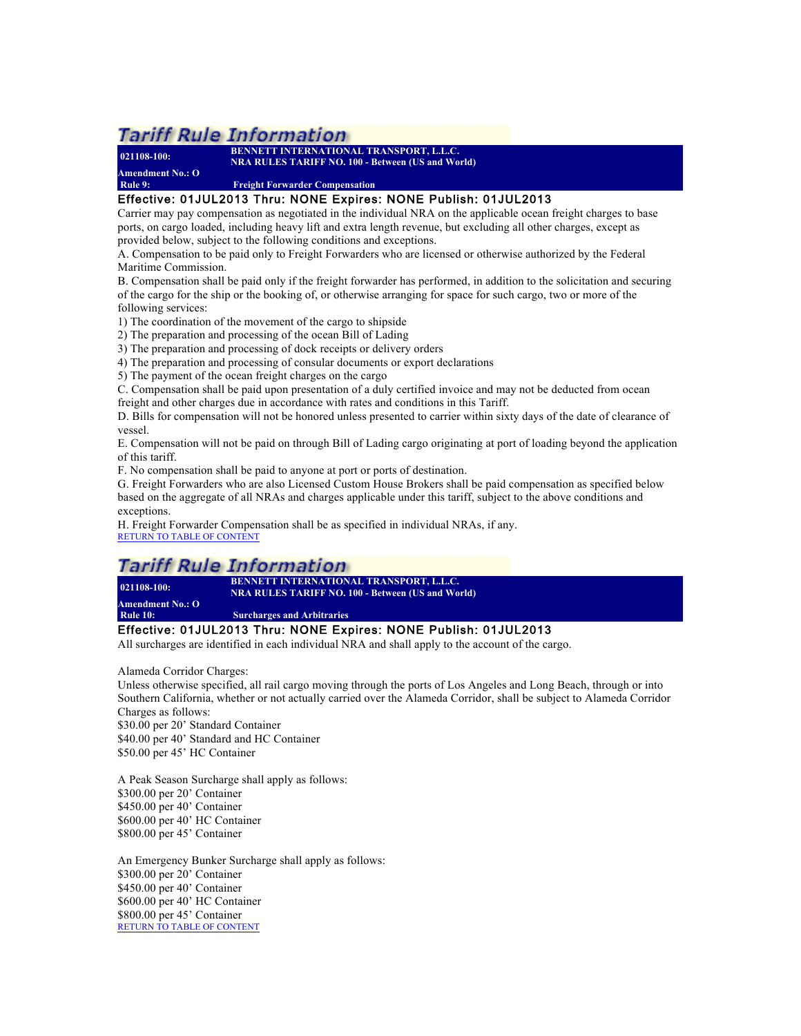## Tariff Rule Information

**021108-100:** **BENNETT INTERNATIONAL TRANSPORT, L.L.C.**
**NRA RULES TARIFF NO. 100 - Between (US and World)**

**Amendment No.: O**
**Rule 9:** **Freight Forwarder Compensation**

**Effective: 01JUL2013 Thru: NONE Expires: NONE Publish: 01JUL2013**

Carrier may pay compensation as negotiated in the individual NRA on the applicable ocean freight charges to base ports, on cargo loaded, including heavy lift and extra length revenue, but excluding all other charges, except as provided below, subject to the following conditions and exceptions.

A. Compensation to be paid only to Freight Forwarders who are licensed or otherwise authorized by the Federal Maritime Commission.

B. Compensation shall be paid only if the freight forwarder has performed, in addition to the solicitation and securing of the cargo for the ship or the booking of, or otherwise arranging for space for such cargo, two or more of the following services:

1) The coordination of the movement of the cargo to shipside
2) The preparation and processing of the ocean Bill of Lading
3) The preparation and processing of dock receipts or delivery orders
4) The preparation and processing of consular documents or export declarations
5) The payment of the ocean freight charges on the cargo

C. Compensation shall be paid upon presentation of a duly certified invoice and may not be deducted from ocean freight and other charges due in accordance with rates and conditions in this Tariff.

D. Bills for compensation will not be honored unless presented to carrier within sixty days of the date of clearance of vessel.

E. Compensation will not be paid on through Bill of Lading cargo originating at port of loading beyond the application of this tariff.

F. No compensation shall be paid to anyone at port or ports of destination.

G. Freight Forwarders who are also Licensed Custom House Brokers shall be paid compensation as specified below based on the aggregate of all NRAs and charges applicable under this tariff, subject to the above conditions and exceptions.

H. Freight Forwarder Compensation shall be as specified in individual NRAs, if any.

RETURN TO TABLE OF CONTENT

## Tariff Rule Information

**021108-100:** **BENNETT INTERNATIONAL TRANSPORT, L.L.C.**
**NRA RULES TARIFF NO. 100 - Between (US and World)**

**Amendment No.: O**
**Rule 10:** **Surcharges and Arbitraries**

**Effective: 01JUL2013 Thru: NONE Expires: NONE Publish: 01JUL2013**

All surcharges are identified in each individual NRA and shall apply to the account of the cargo.

Alameda Corridor Charges:
Unless otherwise specified, all rail cargo moving through the ports of Los Angeles and Long Beach, through or into Southern California, whether or not actually carried over the Alameda Corridor, shall be subject to Alameda Corridor Charges as follows:
$30.00 per 20' Standard Container
$40.00 per 40' Standard and HC Container
$50.00 per 45' HC Container

A Peak Season Surcharge shall apply as follows:
$300.00 per 20' Container
$450.00 per 40' Container
$600.00 per 40' HC Container
$800.00 per 45' Container

An Emergency Bunker Surcharge shall apply as follows:
$300.00 per 20' Container
$450.00 per 40' Container
$600.00 per 40' HC Container
$800.00 per 45' Container

RETURN TO TABLE OF CONTENT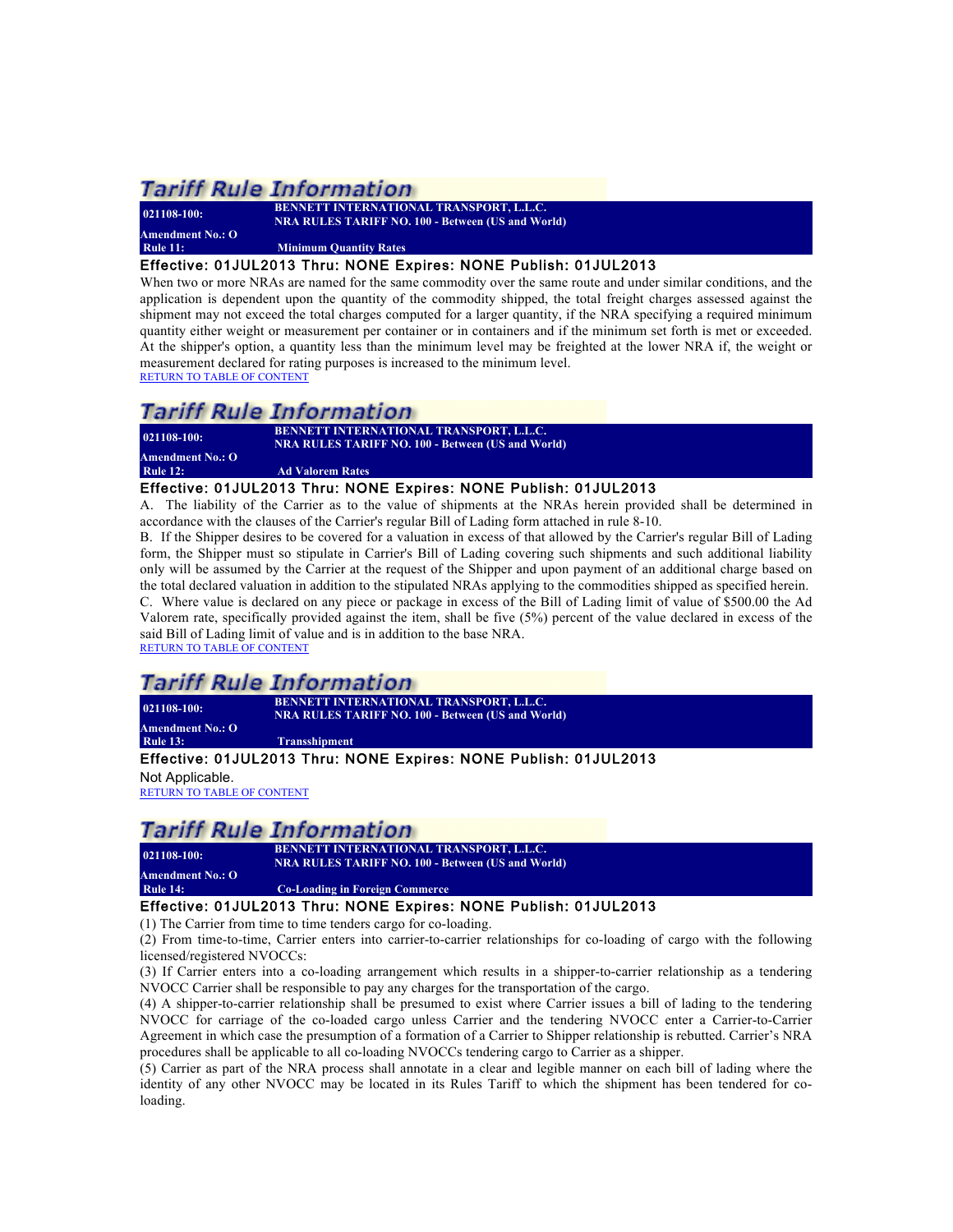## Tariff Rule Information

**021108-100:** **BENNETT INTERNATIONAL TRANSPORT, L.L.C.**
**NRA RULES TARIFF NO. 100 - Between (US and World)**
**Amendment No.: O**
**Rule 11:** **Minimum Quantity Rates**

**Effective: 01JUL2013 Thru: NONE Expires: NONE Publish: 01JUL2013**

When two or more NRAs are named for the same commodity over the same route and under similar conditions, and the application is dependent upon the quantity of the commodity shipped, the total freight charges assessed against the shipment may not exceed the total charges computed for a larger quantity, if the NRA specifying a required minimum quantity either weight or measurement per container or in containers and if the minimum set forth is met or exceeded. At the shipper's option, a quantity less than the minimum level may be freighted at the lower NRA if, the weight or measurement declared for rating purposes is increased to the minimum level.

RETURN TO TABLE OF CONTENT

## Tariff Rule Information

**021108-100:** **BENNETT INTERNATIONAL TRANSPORT, L.L.C.**
**NRA RULES TARIFF NO. 100 - Between (US and World)**
**Amendment No.: O**
**Rule 12:** **Ad Valorem Rates**

**Effective: 01JUL2013 Thru: NONE Expires: NONE Publish: 01JUL2013**

A. The liability of the Carrier as to the value of shipments at the NRAs herein provided shall be determined in accordance with the clauses of the Carrier's regular Bill of Lading form attached in rule 8-10.

B. If the Shipper desires to be covered for a valuation in excess of that allowed by the Carrier's regular Bill of Lading form, the Shipper must so stipulate in Carrier's Bill of Lading covering such shipments and such additional liability only will be assumed by the Carrier at the request of the Shipper and upon payment of an additional charge based on the total declared valuation in addition to the stipulated NRAs applying to the commodities shipped as specified herein.

C. Where value is declared on any piece or package in excess of the Bill of Lading limit of value of $500.00 the Ad Valorem rate, specifically provided against the item, shall be five (5%) percent of the value declared in excess of the said Bill of Lading limit of value and is in addition to the base NRA.

RETURN TO TABLE OF CONTENT

## Tariff Rule Information

**021108-100:** **BENNETT INTERNATIONAL TRANSPORT, L.L.C.**
**NRA RULES TARIFF NO. 100 - Between (US and World)**
**Amendment No.: O**
**Rule 13:** **Transshipment**

**Effective: 01JUL2013 Thru: NONE Expires: NONE Publish: 01JUL2013**

Not Applicable.

RETURN TO TABLE OF CONTENT

## Tariff Rule Information

**021108-100:** **BENNETT INTERNATIONAL TRANSPORT, L.L.C.**
**NRA RULES TARIFF NO. 100 - Between (US and World)**
**Amendment No.: O**
**Rule 14:** **Co-Loading in Foreign Commerce**

**Effective: 01JUL2013 Thru: NONE Expires: NONE Publish: 01JUL2013**

(1) The Carrier from time to time tenders cargo for co-loading.

(2) From time-to-time, Carrier enters into carrier-to-carrier relationships for co-loading of cargo with the following licensed/registered NVOCCs:

(3) If Carrier enters into a co-loading arrangement which results in a shipper-to-carrier relationship as a tendering NVOCC Carrier shall be responsible to pay any charges for the transportation of the cargo.

(4) A shipper-to-carrier relationship shall be presumed to exist where Carrier issues a bill of lading to the tendering NVOCC for carriage of the co-loaded cargo unless Carrier and the tendering NVOCC enter a Carrier-to-Carrier Agreement in which case the presumption of a formation of a Carrier to Shipper relationship is rebutted. Carrier's NRA procedures shall be applicable to all co-loading NVOCCs tendering cargo to Carrier as a shipper.

(5) Carrier as part of the NRA process shall annotate in a clear and legible manner on each bill of lading where the identity of any other NVOCC may be located in its Rules Tariff to which the shipment has been tendered for co-loading.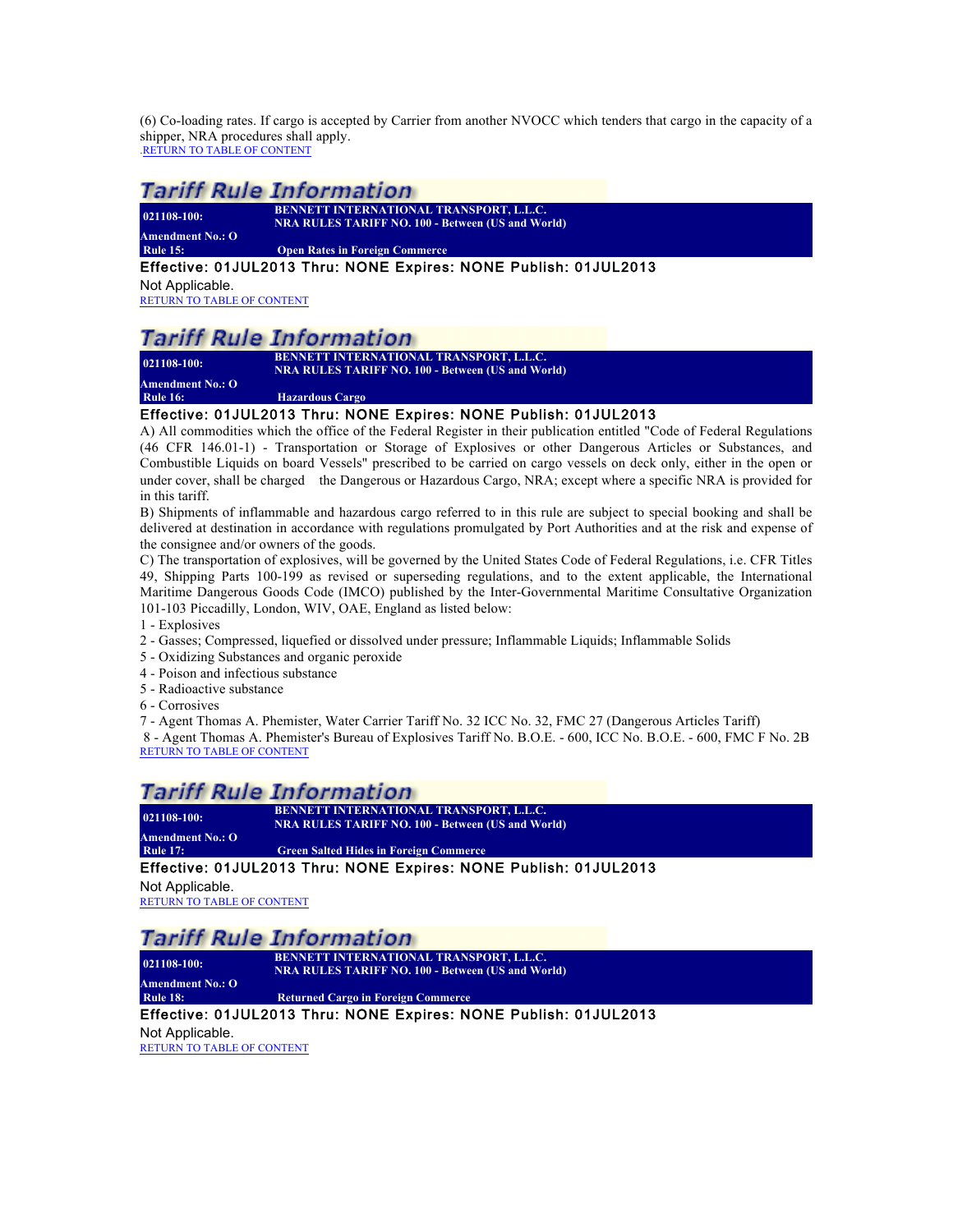(6) Co-loading rates. If cargo is accepted by Carrier from another NVOCC which tenders that cargo in the capacity of a shipper, NRA procedures shall apply.
.RETURN TO TABLE OF CONTENT

## Tariff Rule Information

**021108-100:** **BENNETT INTERNATIONAL TRANSPORT, L.L.C.**
**NRA RULES TARIFF NO. 100 - Between (US and World)**
**Amendment No.: O**
**Rule 15:** **Open Rates in Foreign Commerce**

Effective: 01JUL2013 Thru: NONE Expires: NONE Publish: 01JUL2013

Not Applicable.
RETURN TO TABLE OF CONTENT

## Tariff Rule Information

**021108-100:** **BENNETT INTERNATIONAL TRANSPORT, L.L.C.**
**NRA RULES TARIFF NO. 100 - Between (US and World)**
**Amendment No.: O**
**Rule 16:** **Hazardous Cargo**

Effective: 01JUL2013 Thru: NONE Expires: NONE Publish: 01JUL2013

A) All commodities which the office of the Federal Register in their publication entitled "Code of Federal Regulations (46 CFR 146.01-1) - Transportation or Storage of Explosives or other Dangerous Articles or Substances, and Combustible Liquids on board Vessels" prescribed to be carried on cargo vessels on deck only, either in the open or under cover, shall be charged the Dangerous or Hazardous Cargo, NRA; except where a specific NRA is provided for in this tariff.
B) Shipments of inflammable and hazardous cargo referred to in this rule are subject to special booking and shall be delivered at destination in accordance with regulations promulgated by Port Authorities and at the risk and expense of the consignee and/or owners of the goods.
C) The transportation of explosives, will be governed by the United States Code of Federal Regulations, i.e. CFR Titles 49, Shipping Parts 100-199 as revised or superseding regulations, and to the extent applicable, the International Maritime Dangerous Goods Code (IMCO) published by the Inter-Governmental Maritime Consultative Organization 101-103 Piccadilly, London, WIV, OAE, England as listed below:
1 - Explosives
2 - Gasses; Compressed, liquefied or dissolved under pressure; Inflammable Liquids; Inflammable Solids
5 - Oxidizing Substances and organic peroxide
4 - Poison and infectious substance
5 - Radioactive substance
6 - Corrosives
7 - Agent Thomas A. Phemister, Water Carrier Tariff No. 32 ICC No. 32, FMC 27 (Dangerous Articles Tariff)
8 - Agent Thomas A. Phemister's Bureau of Explosives Tariff No. B.O.E. - 600, ICC No. B.O.E. - 600, FMC F No. 2B
RETURN TO TABLE OF CONTENT

## Tariff Rule Information

**021108-100:** **BENNETT INTERNATIONAL TRANSPORT, L.L.C.**
**NRA RULES TARIFF NO. 100 - Between (US and World)**
**Amendment No.: O**
**Rule 17:** **Green Salted Hides in Foreign Commerce**

Effective: 01JUL2013 Thru: NONE Expires: NONE Publish: 01JUL2013

Not Applicable.
RETURN TO TABLE OF CONTENT

## Tariff Rule Information

**021108-100:** **BENNETT INTERNATIONAL TRANSPORT, L.L.C.**
**NRA RULES TARIFF NO. 100 - Between (US and World)**
**Amendment No.: O**
**Rule 18:** **Returned Cargo in Foreign Commerce**

Effective: 01JUL2013 Thru: NONE Expires: NONE Publish: 01JUL2013

Not Applicable.
RETURN TO TABLE OF CONTENT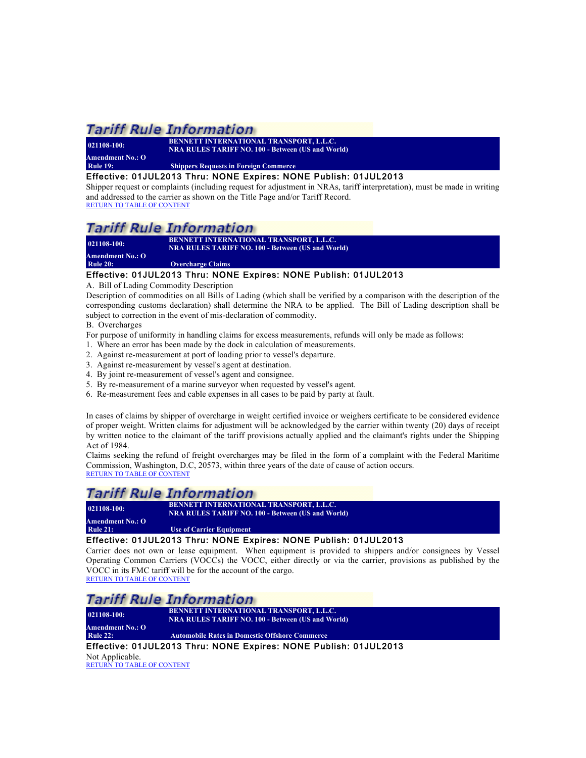## Tariff Rule Information

**021108-100:** **BENNETT INTERNATIONAL TRANSPORT, L.L.C.**
**NRA RULES TARIFF NO. 100 - Between (US and World)**
**Amendment No.: O**
**Rule 19:** **Shippers Requests in Foreign Commerce**

**Effective: 01JUL2013 Thru: NONE Expires: NONE Publish: 01JUL2013**

Shipper request or complaints (including request for adjustment in NRAs, tariff interpretation), must be made in writing and addressed to the carrier as shown on the Title Page and/or Tariff Record.

RETURN TO TABLE OF CONTENT

## Tariff Rule Information

**021108-100:** **BENNETT INTERNATIONAL TRANSPORT, L.L.C.**
**NRA RULES TARIFF NO. 100 - Between (US and World)**
**Amendment No.: O**
**Rule 20:** **Overcharge Claims**

**Effective: 01JUL2013 Thru: NONE Expires: NONE Publish: 01JUL2013**

A. Bill of Lading Commodity Description

Description of commodities on all Bills of Lading (which shall be verified by a comparison with the description of the corresponding customs declaration) shall determine the NRA to be applied. The Bill of Lading description shall be subject to correction in the event of mis-declaration of commodity.

B. Overcharges

For purpose of uniformity in handling claims for excess measurements, refunds will only be made as follows:

1. Where an error has been made by the dock in calculation of measurements.
2. Against re-measurement at port of loading prior to vessel's departure.
3. Against re-measurement by vessel's agent at destination.
4. By joint re-measurement of vessel's agent and consignee.
5. By re-measurement of a marine surveyor when requested by vessel's agent.
6. Re-measurement fees and cable expenses in all cases to be paid by party at fault.

In cases of claims by shipper of overcharge in weight certified invoice or weighers certificate to be considered evidence of proper weight. Written claims for adjustment will be acknowledged by the carrier within twenty (20) days of receipt by written notice to the claimant of the tariff provisions actually applied and the claimant's rights under the Shipping Act of 1984.

Claims seeking the refund of freight overcharges may be filed in the form of a complaint with the Federal Maritime Commission, Washington, D.C, 20573, within three years of the date of cause of action occurs.

RETURN TO TABLE OF CONTENT

## Tariff Rule Information

**021108-100:** **BENNETT INTERNATIONAL TRANSPORT, L.L.C.**
**NRA RULES TARIFF NO. 100 - Between (US and World)**
**Amendment No.: O**
**Rule 21:** **Use of Carrier Equipment**

**Effective: 01JUL2013 Thru: NONE Expires: NONE Publish: 01JUL2013**

Carrier does not own or lease equipment. When equipment is provided to shippers and/or consignees by Vessel Operating Common Carriers (VOCCs) the VOCC, either directly or via the carrier, provisions as published by the VOCC in its FMC tariff will be for the account of the cargo.

RETURN TO TABLE OF CONTENT

## Tariff Rule Information

**021108-100:** **BENNETT INTERNATIONAL TRANSPORT, L.L.C.**
**NRA RULES TARIFF NO. 100 - Between (US and World)**
**Amendment No.: O**
**Rule 22:** **Automobile Rates in Domestic Offshore Commerce**

**Effective: 01JUL2013 Thru: NONE Expires: NONE Publish: 01JUL2013**

Not Applicable.

RETURN TO TABLE OF CONTENT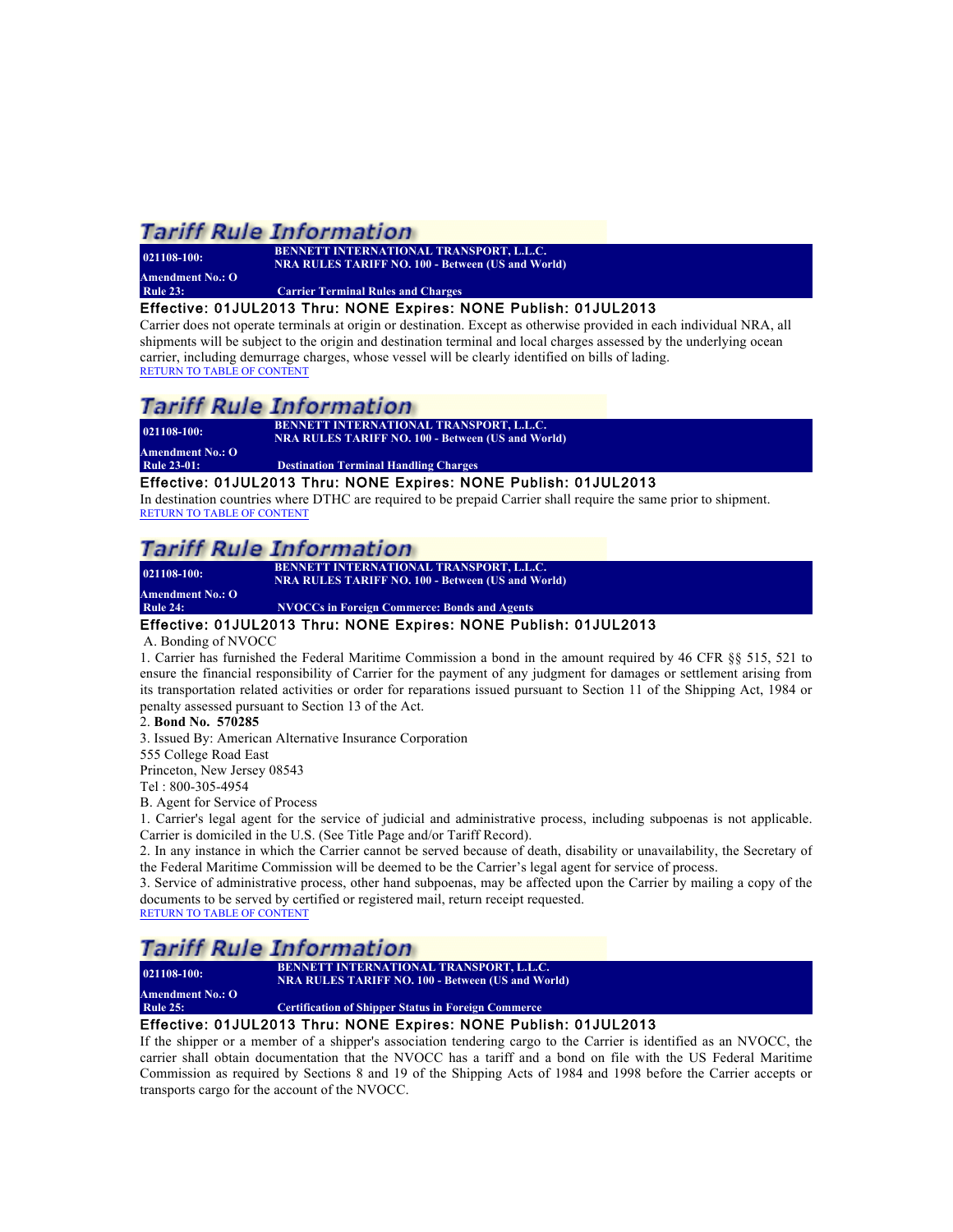## Tariff Rule Information

**021108-100:** **BENNETT INTERNATIONAL TRANSPORT, L.L.C.**
**NRA RULES TARIFF NO. 100 - Between (US and World)**
**Amendment No.: O**
**Rule 23:** **Carrier Terminal Rules and Charges**

**Effective: 01JUL2013 Thru: NONE Expires: NONE Publish: 01JUL2013**

Carrier does not operate terminals at origin or destination. Except as otherwise provided in each individual NRA, all shipments will be subject to the origin and destination terminal and local charges assessed by the underlying ocean carrier, including demurrage charges, whose vessel will be clearly identified on bills of lading.

RETURN TO TABLE OF CONTENT

## Tariff Rule Information

**021108-100:** **BENNETT INTERNATIONAL TRANSPORT, L.L.C.**
**NRA RULES TARIFF NO. 100 - Between (US and World)**
**Amendment No.: O**
**Rule 23-01:** **Destination Terminal Handling Charges**

**Effective: 01JUL2013 Thru: NONE Expires: NONE Publish: 01JUL2013**

In destination countries where DTHC are required to be prepaid Carrier shall require the same prior to shipment.

RETURN TO TABLE OF CONTENT

## Tariff Rule Information

**021108-100:** **BENNETT INTERNATIONAL TRANSPORT, L.L.C.**
**NRA RULES TARIFF NO. 100 - Between (US and World)**
**Amendment No.: O**
**Rule 24:** **NVOCCs in Foreign Commerce: Bonds and Agents**

**Effective: 01JUL2013 Thru: NONE Expires: NONE Publish: 01JUL2013**

A. Bonding of NVOCC

1. Carrier has furnished the Federal Maritime Commission a bond in the amount required by 46 CFR §§ 515, 521 to ensure the financial responsibility of Carrier for the payment of any judgment for damages or settlement arising from its transportation related activities or order for reparations issued pursuant to Section 11 of the Shipping Act, 1984 or penalty assessed pursuant to Section 13 of the Act.

2. **Bond No. 570285**

3. Issued By: American Alternative Insurance Corporation
555 College Road East
Princeton, New Jersey 08543
Tel : 800-305-4954

B. Agent for Service of Process

1. Carrier's legal agent for the service of judicial and administrative process, including subpoenas is not applicable. Carrier is domiciled in the U.S. (See Title Page and/or Tariff Record).

2. In any instance in which the Carrier cannot be served because of death, disability or unavailability, the Secretary of the Federal Maritime Commission will be deemed to be the Carrier's legal agent for service of process.

3. Service of administrative process, other hand subpoenas, may be affected upon the Carrier by mailing a copy of the documents to be served by certified or registered mail, return receipt requested.

RETURN TO TABLE OF CONTENT

## Tariff Rule Information

**021108-100:** **BENNETT INTERNATIONAL TRANSPORT, L.L.C.**
**NRA RULES TARIFF NO. 100 - Between (US and World)**
**Amendment No.: O**
**Rule 25:** **Certification of Shipper Status in Foreign Commerce**

**Effective: 01JUL2013 Thru: NONE Expires: NONE Publish: 01JUL2013**

If the shipper or a member of a shipper's association tendering cargo to the Carrier is identified as an NVOCC, the carrier shall obtain documentation that the NVOCC has a tariff and a bond on file with the US Federal Maritime Commission as required by Sections 8 and 19 of the Shipping Acts of 1984 and 1998 before the Carrier accepts or transports cargo for the account of the NVOCC.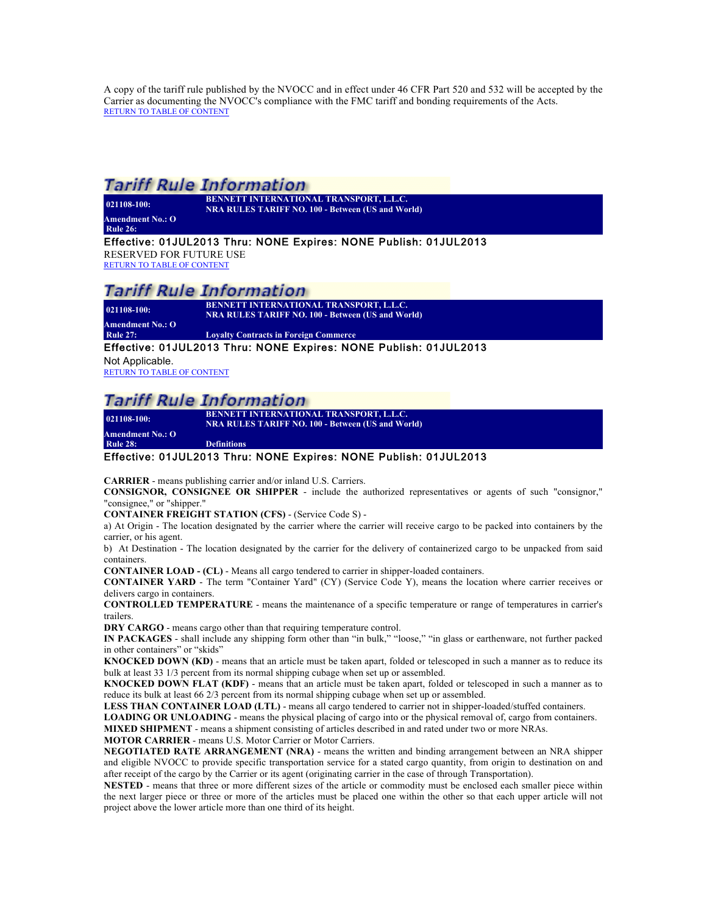A copy of the tariff rule published by the NVOCC and in effect under 46 CFR Part 520 and 532 will be accepted by the Carrier as documenting the NVOCC's compliance with the FMC tariff and bonding requirements of the Acts.
RETURN TO TABLE OF CONTENT

## Tariff Rule Information

**021108-100:** **BENNETT INTERNATIONAL TRANSPORT, L.L.C.**
**NRA RULES TARIFF NO. 100 - Between (US and World)**
**Amendment No.: O**
**Rule 26:**

**Effective: 01JUL2013 Thru: NONE Expires: NONE Publish: 01JUL2013**

RESERVED FOR FUTURE USE
RETURN TO TABLE OF CONTENT

## Tariff Rule Information

**021108-100:** **BENNETT INTERNATIONAL TRANSPORT, L.L.C.**
**NRA RULES TARIFF NO. 100 - Between (US and World)**
**Amendment No.: O**
**Rule 27:** **Loyalty Contracts in Foreign Commerce**

**Effective: 01JUL2013 Thru: NONE Expires: NONE Publish: 01JUL2013**

Not Applicable.
RETURN TO TABLE OF CONTENT

## Tariff Rule Information

**021108-100:** **BENNETT INTERNATIONAL TRANSPORT, L.L.C.**
**NRA RULES TARIFF NO. 100 - Between (US and World)**
**Amendment No.: O**
**Rule 28:** **Definitions**

**Effective: 01JUL2013 Thru: NONE Expires: NONE Publish: 01JUL2013**

**CARRIER** - means publishing carrier and/or inland U.S. Carriers.
**CONSIGNOR, CONSIGNEE OR SHIPPER** - include the authorized representatives or agents of such "consignor," "consignee," or "shipper."
**CONTAINER FREIGHT STATION (CFS)** - (Service Code S) -
a) At Origin - The location designated by the carrier where the carrier will receive cargo to be packed into containers by the carrier, or his agent.
b) At Destination - The location designated by the carrier for the delivery of containerized cargo to be unpacked from said containers.
**CONTAINER LOAD - (CL)** - Means all cargo tendered to carrier in shipper-loaded containers.
**CONTAINER YARD** - The term "Container Yard" (CY) (Service Code Y), means the location where carrier receives or delivers cargo in containers.
**CONTROLLED TEMPERATURE** - means the maintenance of a specific temperature or range of temperatures in carrier's trailers.
**DRY CARGO** - means cargo other than that requiring temperature control.
**IN PACKAGES** - shall include any shipping form other than "in bulk," "loose," "in glass or earthenware, not further packed in other containers" or "skids"
**KNOCKED DOWN (KD)** - means that an article must be taken apart, folded or telescoped in such a manner as to reduce its bulk at least 33 1/3 percent from its normal shipping cubage when set up or assembled.
**KNOCKED DOWN FLAT (KDF)** - means that an article must be taken apart, folded or telescoped in such a manner as to reduce its bulk at least 66 2/3 percent from its normal shipping cubage when set up or assembled.
**LESS THAN CONTAINER LOAD (LTL)** - means all cargo tendered to carrier not in shipper-loaded/stuffed containers.
**LOADING OR UNLOADING** - means the physical placing of cargo into or the physical removal of, cargo from containers.
**MIXED SHIPMENT** - means a shipment consisting of articles described in and rated under two or more NRAs.
**MOTOR CARRIER** - means U.S. Motor Carrier or Motor Carriers.
**NEGOTIATED RATE ARRANGEMENT (NRA)** - means the written and binding arrangement between an NRA shipper and eligible NVOCC to provide specific transportation service for a stated cargo quantity, from origin to destination on and after receipt of the cargo by the Carrier or its agent (originating carrier in the case of through Transportation).
**NESTED** - means that three or more different sizes of the article or commodity must be enclosed each smaller piece within the next larger piece or three or more of the articles must be placed one within the other so that each upper article will not project above the lower article more than one third of its height.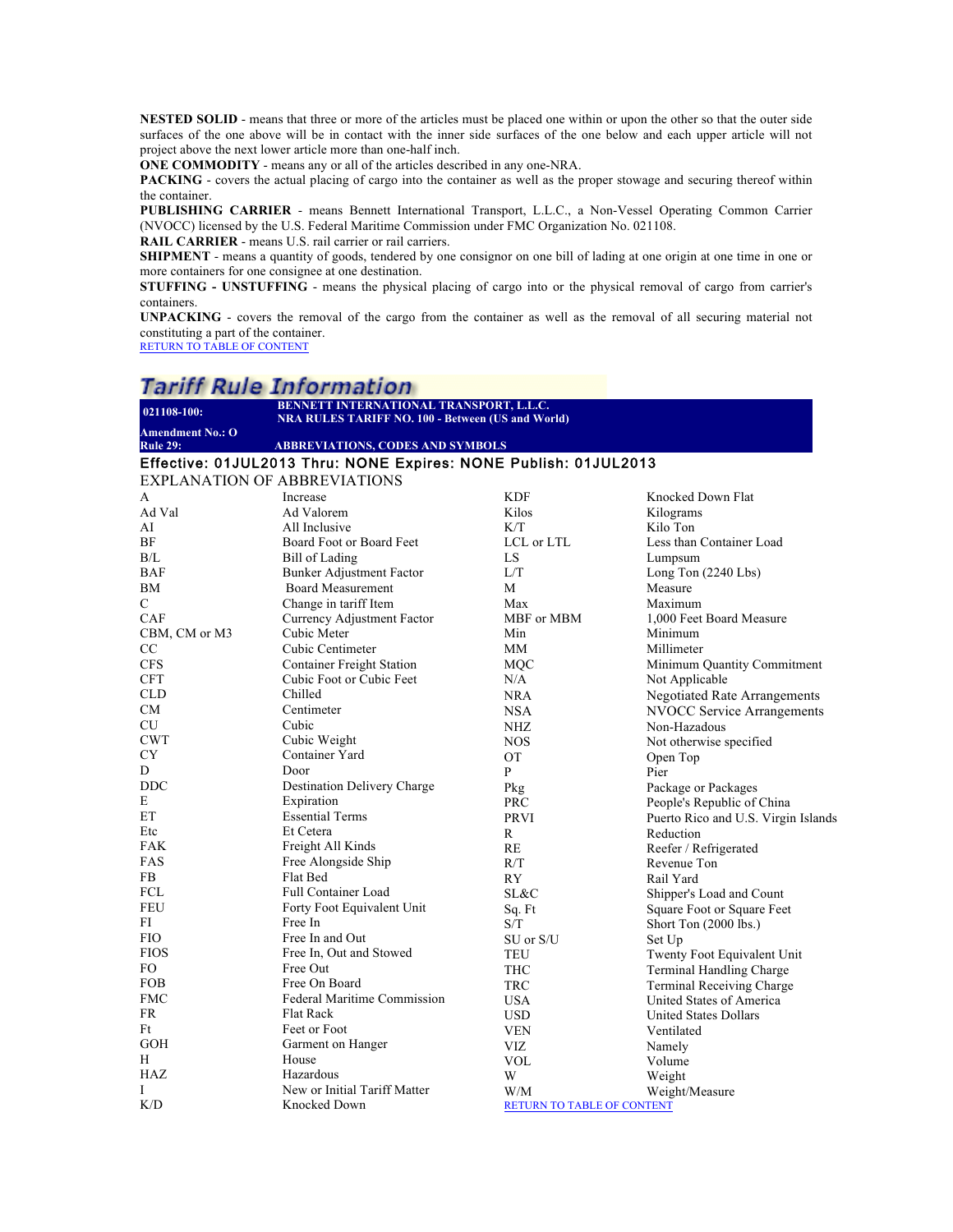**NESTED SOLID** - means that three or more of the articles must be placed one within or upon the other so that the outer side surfaces of the one above will be in contact with the inner side surfaces of the one below and each upper article will not project above the next lower article more than one-half inch.

**ONE COMMODITY** - means any or all of the articles described in any one-NRA.

**PACKING** - covers the actual placing of cargo into the container as well as the proper stowage and securing thereof within the container.

**PUBLISHING CARRIER** - means Bennett International Transport, L.L.C., a Non-Vessel Operating Common Carrier (NVOCC) licensed by the U.S. Federal Maritime Commission under FMC Organization No. 021108.

**RAIL CARRIER** - means U.S. rail carrier or rail carriers.

**SHIPMENT** - means a quantity of goods, tendered by one consignor on one bill of lading at one origin at one time in one or more containers for one consignee at one destination.

**STUFFING - UNSTUFFING** - means the physical placing of cargo into or the physical removal of cargo from carrier's containers.

**UNPACKING** - covers the removal of the cargo from the container as well as the removal of all securing material not constituting a part of the container.

RETURN TO TABLE OF CONTENT

## Tariff Rule Information

| 021108-100: | BENNETT INTERNATIONAL TRANSPORT, L.L.C. NRA RULES TARIFF NO. 100 - Between (US and World) |
|---|---|
| Amendment No.: O | |
| Rule 29: | ABBREVIATIONS, CODES AND SYMBOLS |

**Effective: 01JUL2013 Thru: NONE Expires: NONE Publish: 01JUL2013**

### EXPLANATION OF ABBREVIATIONS

| Abbreviation | Meaning | Abbreviation | Meaning |
|---|---|---|---|
| A | Increase | KDF | Knocked Down Flat |
| Ad Val | Ad Valorem | Kilos | Kilograms |
| AI | All Inclusive | K/T | Kilo Ton |
| BF | Board Foot or Board Feet | LCL or LTL | Less than Container Load |
| B/L | Bill of Lading | LS | Lumpsum |
| BAF | Bunker Adjustment Factor | L/T | Long Ton (2240 Lbs) |
| BM | Board Measurement | M | Measure |
| C | Change in tariff Item | Max | Maximum |
| CAF | Currency Adjustment Factor | MBF or MBM | 1,000 Feet Board Measure |
| CBM, CM or M3 | Cubic Meter | Min | Minimum |
| CC | Cubic Centimeter | MM | Millimeter |
| CFS | Container Freight Station | MQC | Minimum Quantity Commitment |
| CFT | Cubic Foot or Cubic Feet | N/A | Not Applicable |
| CLD | Chilled | NRA | Negotiated Rate Arrangements |
| CM | Centimeter | NSA | NVOCC Service Arrangements |
| CU | Cubic | NHZ | Non-Hazadous |
| CWT | Cubic Weight | NOS | Not otherwise specified |
| CY | Container Yard | OT | Open Top |
| D | Door | P | Pier |
| DDC | Destination Delivery Charge | Pkg | Package or Packages |
| E | Expiration | PRC | People's Republic of China |
| ET | Essential Terms | PRVI | Puerto Rico and U.S. Virgin Islands |
| Etc | Et Cetera | R | Reduction |
| FAK | Freight All Kinds | RE | Reefer / Refrigerated |
| FAS | Free Alongside Ship | R/T | Revenue Ton |
| FB | Flat Bed | RY | Rail Yard |
| FCL | Full Container Load | SL&C | Shipper's Load and Count |
| FEU | Forty Foot Equivalent Unit | Sq. Ft | Square Foot or Square Feet |
| FI | Free In | S/T | Short Ton (2000 lbs.) |
| FIO | Free In and Out | SU or S/U | Set Up |
| FIOS | Free In, Out and Stowed | TEU | Twenty Foot Equivalent Unit |
| FO | Free Out | THC | Terminal Handling Charge |
| FOB | Free On Board | TRC | Terminal Receiving Charge |
| FMC | Federal Maritime Commission | USA | United States of America |
| FR | Flat Rack | USD | United States Dollars |
| Ft | Feet or Foot | VEN | Ventilated |
| GOH | Garment on Hanger | VIZ | Namely |
| H | House | VOL | Volume |
| HAZ | Hazardous | W | Weight |
| I | New or Initial Tariff Matter | W/M | Weight/Measure |
| K/D | Knocked Down | | |

RETURN TO TABLE OF CONTENT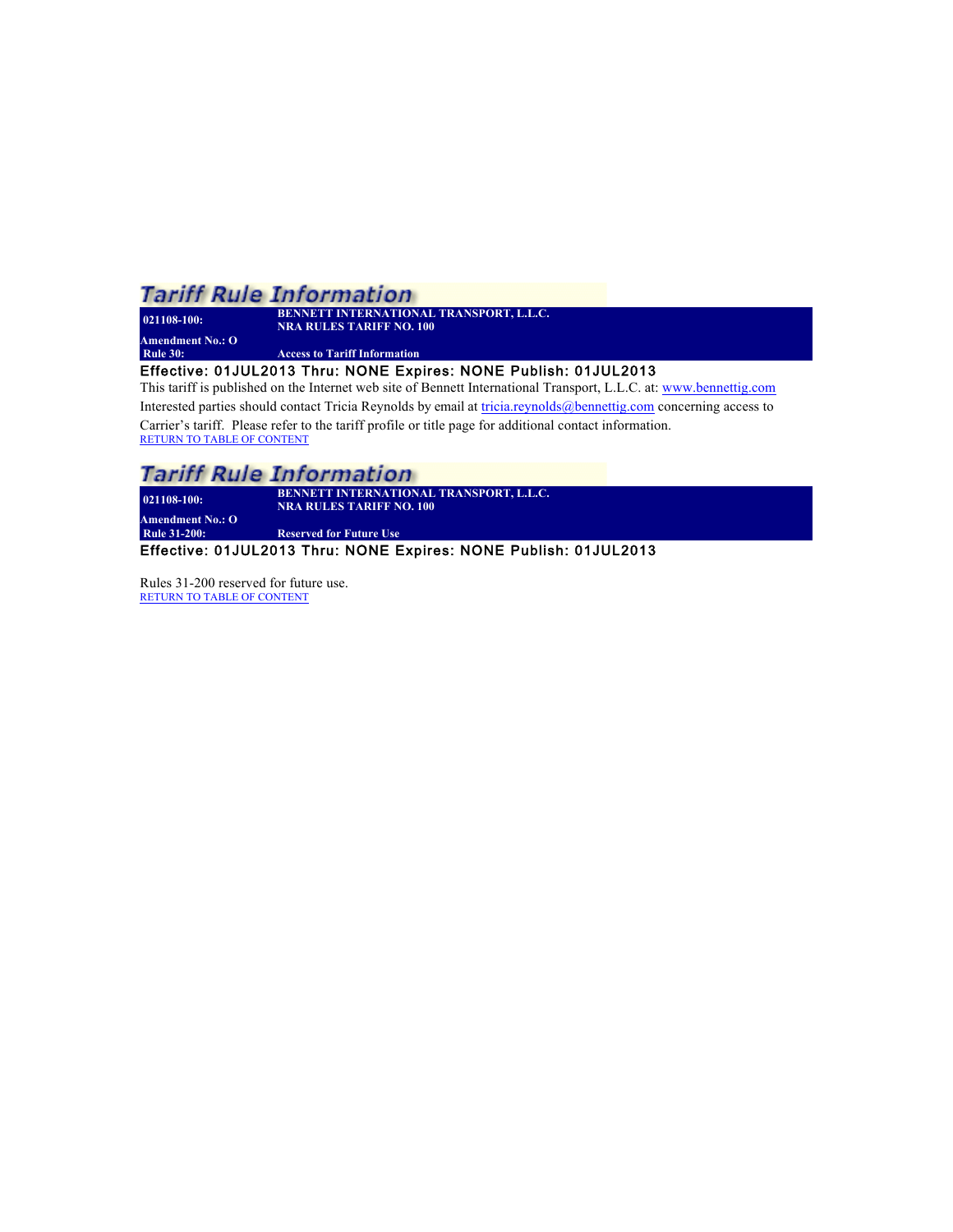## Tariff Rule Information

| **021108-100:** | **BENNETT INTERNATIONAL TRANSPORT, L.L.C.**<br>**NRA RULES TARIFF NO. 100** |
|---|---|
| **Amendment No.: O** | |
| **Rule 30:** | **Access to Tariff Information** |

**Effective: 01JUL2013 Thru: NONE Expires: NONE Publish: 01JUL2013**

This tariff is published on the Internet web site of Bennett International Transport, L.L.C. at: www.bennettig.com

Interested parties should contact Tricia Reynolds by email at tricia.reynolds@bennettig.com concerning access to Carrier's tariff. Please refer to the tariff profile or title page for additional contact information.

RETURN TO TABLE OF CONTENT

## Tariff Rule Information

| **021108-100:** | **BENNETT INTERNATIONAL TRANSPORT, L.L.C.**<br>**NRA RULES TARIFF NO. 100** |
|---|---|
| **Amendment No.: O** | |
| **Rule 31-200:** | **Reserved for Future Use** |

**Effective: 01JUL2013 Thru: NONE Expires: NONE Publish: 01JUL2013**

Rules 31-200 reserved for future use.

RETURN TO TABLE OF CONTENT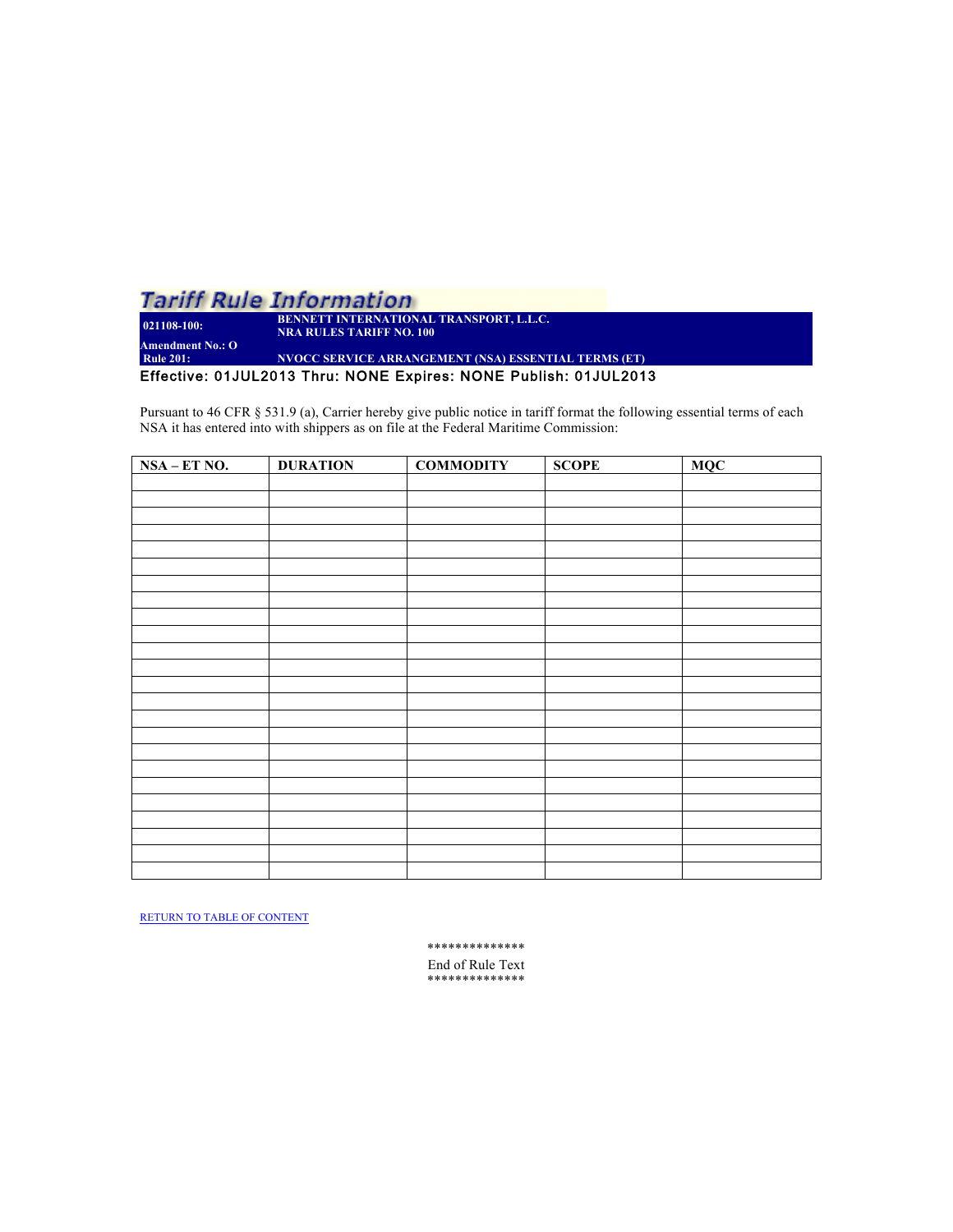# Tariff Rule Information

| | |
|---|---|
| **021108-100:** | **BENNETT INTERNATIONAL TRANSPORT, L.L.C.** **NRA RULES TARIFF NO. 100** |
| **Amendment No.: O** | |
| **Rule 201:** | **NVOCC SERVICE ARRANGEMENT (NSA) ESSENTIAL TERMS (ET)** |

Effective: 01JUL2013 Thru: NONE Expires: NONE Publish: 01JUL2013

Pursuant to 46 CFR § 531.9 (a), Carrier hereby give public notice in tariff format the following essential terms of each NSA it has entered into with shippers as on file at the Federal Maritime Commission:

| NSA – ET NO. | DURATION | COMMODITY | SCOPE | MQC |
|---|---|---|---|---|
| | | | | |
| | | | | |
| | | | | |
| | | | | |
| | | | | |
| | | | | |
| | | | | |
| | | | | |
| | | | | |
| | | | | |
| | | | | |
| | | | | |
| | | | | |
| | | | | |
| | | | | |
| | | | | |
| | | | | |
| | | | | |
| | | | | |
| | | | | |
| | | | | |
| | | | | |
| | | | | |
| | | | | |

RETURN TO TABLE OF CONTENT

**************
End of Rule Text
**************